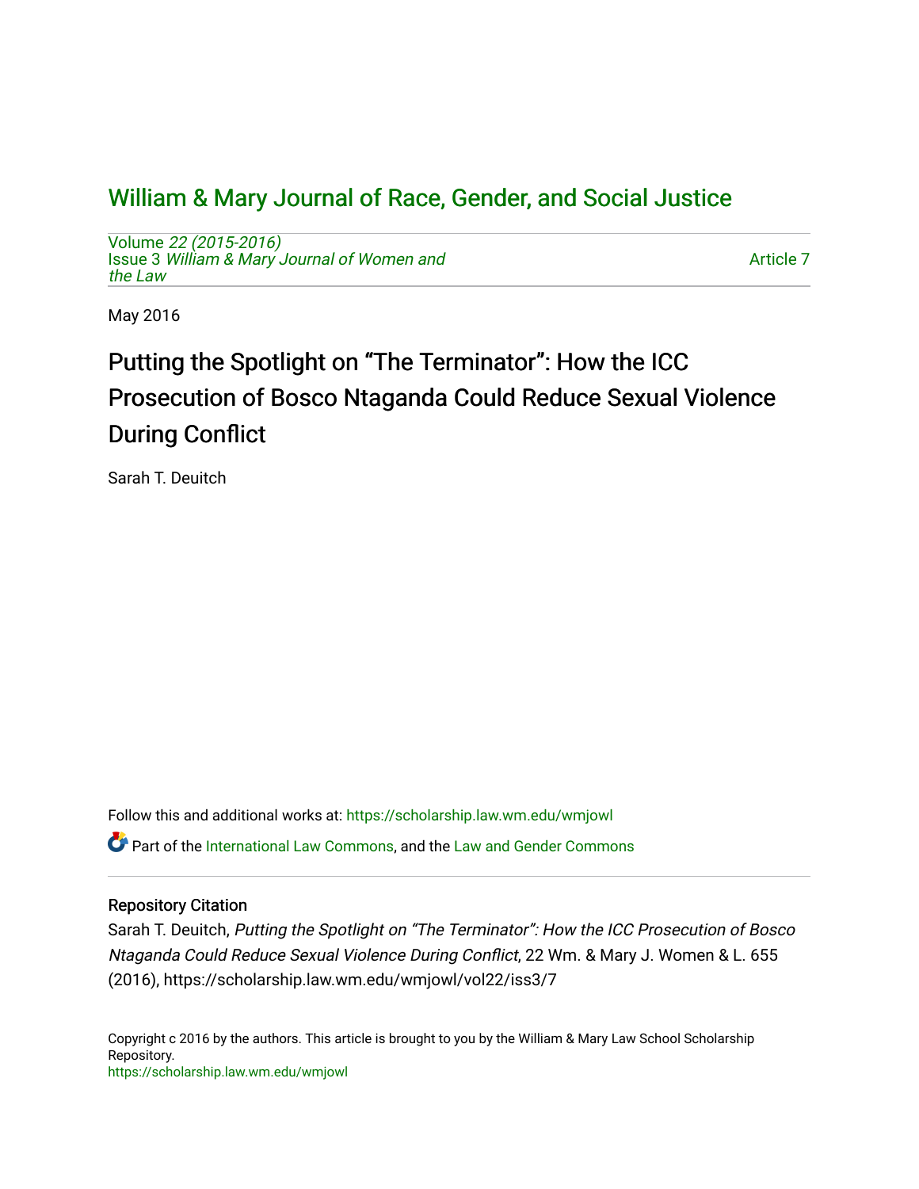# William & Mary Journal of Race, Gender, and Social Justice

Volume *22 (2015-2016)*
Issue 3 *William & Mary Journal of Women and the Law*

Article 7

May 2016

## Putting the Spotlight on "The Terminator": How the ICC Prosecution of Bosco Ntaganda Could Reduce Sexual Violence During Conflict

Sarah T. Deuitch

Follow this and additional works at: https://scholarship.law.wm.edu/wmjowl

Part of the International Law Commons, and the Law and Gender Commons

### Repository Citation

Sarah T. Deuitch, *Putting the Spotlight on "The Terminator": How the ICC Prosecution of Bosco Ntaganda Could Reduce Sexual Violence During Conflict*, 22 Wm. & Mary J. Women & L. 655 (2016), https://scholarship.law.wm.edu/wmjowl/vol22/iss3/7

Copyright c 2016 by the authors. This article is brought to you by the William & Mary Law School Scholarship Repository.
https://scholarship.law.wm.edu/wmjowl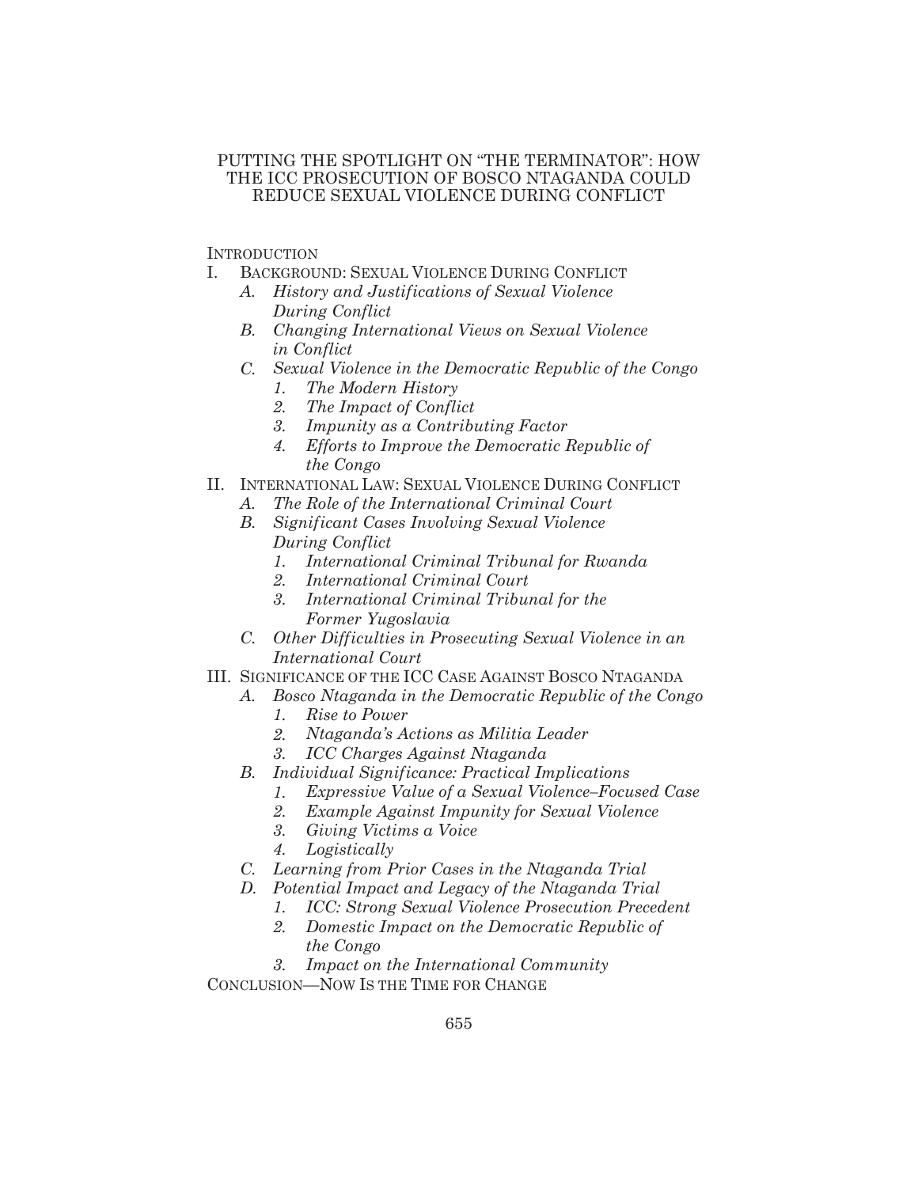# PUTTING THE SPOTLIGHT ON "THE TERMINATOR": HOW THE ICC PROSECUTION OF BOSCO NTAGANDA COULD REDUCE SEXUAL VIOLENCE DURING CONFLICT

INTRODUCTION

I. BACKGROUND: SEXUAL VIOLENCE DURING CONFLICT
   - *A. History and Justifications of Sexual Violence During Conflict*
   - *B. Changing International Views on Sexual Violence in Conflict*
   - *C. Sexual Violence in the Democratic Republic of the Congo*
     - *1. The Modern History*
     - *2. The Impact of Conflict*
     - *3. Impunity as a Contributing Factor*
     - *4. Efforts to Improve the Democratic Republic of the Congo*

II. INTERNATIONAL LAW: SEXUAL VIOLENCE DURING CONFLICT
   - *A. The Role of the International Criminal Court*
   - *B. Significant Cases Involving Sexual Violence During Conflict*
     - *1. International Criminal Tribunal for Rwanda*
     - *2. International Criminal Court*
     - *3. International Criminal Tribunal for the Former Yugoslavia*
   - *C. Other Difficulties in Prosecuting Sexual Violence in an International Court*

III. SIGNIFICANCE OF THE ICC CASE AGAINST BOSCO NTAGANDA
   - *A. Bosco Ntaganda in the Democratic Republic of the Congo*
     - *1. Rise to Power*
     - *2. Ntaganda's Actions as Militia Leader*
     - *3. ICC Charges Against Ntaganda*
   - *B. Individual Significance: Practical Implications*
     - *1. Expressive Value of a Sexual Violence–Focused Case*
     - *2. Example Against Impunity for Sexual Violence*
     - *3. Giving Victims a Voice*
     - *4. Logistically*
   - *C. Learning from Prior Cases in the Ntaganda Trial*
   - *D. Potential Impact and Legacy of the Ntaganda Trial*
     - *1. ICC: Strong Sexual Violence Prosecution Precedent*
     - *2. Domestic Impact on the Democratic Republic of the Congo*
     - *3. Impact on the International Community*

CONCLUSION—NOW IS THE TIME FOR CHANGE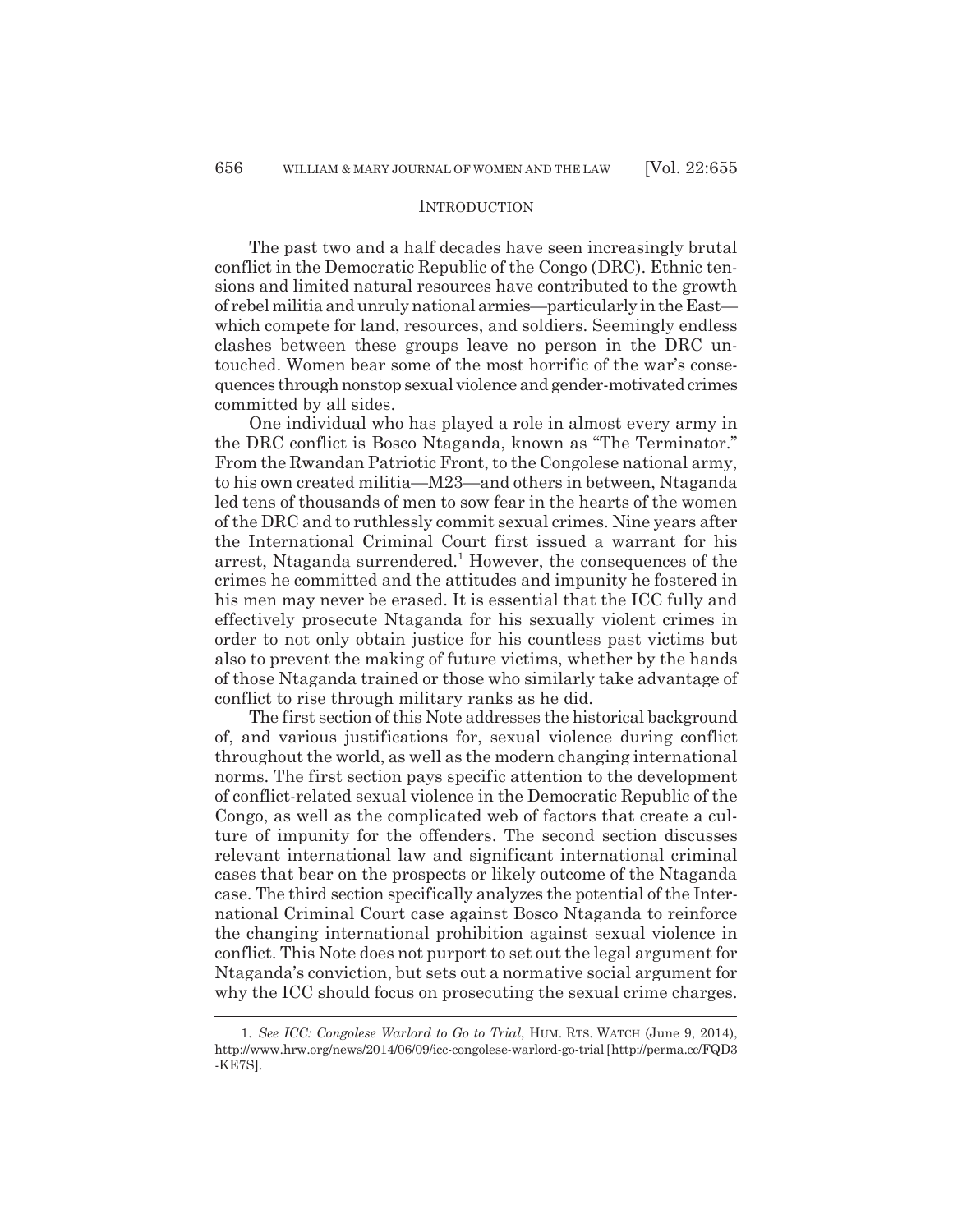## Introduction

The past two and a half decades have seen increasingly brutal conflict in the Democratic Republic of the Congo (DRC). Ethnic tensions and limited natural resources have contributed to the growth of rebel militia and unruly national armies—particularly in the East—which compete for land, resources, and soldiers. Seemingly endless clashes between these groups leave no person in the DRC untouched. Women bear some of the most horrific of the war's consequences through nonstop sexual violence and gender-motivated crimes committed by all sides.

One individual who has played a role in almost every army in the DRC conflict is Bosco Ntaganda, known as "The Terminator." From the Rwandan Patriotic Front, to the Congolese national army, to his own created militia—M23—and others in between, Ntaganda led tens of thousands of men to sow fear in the hearts of the women of the DRC and to ruthlessly commit sexual crimes. Nine years after the International Criminal Court first issued a warrant for his arrest, Ntaganda surrendered.[1] However, the consequences of the crimes he committed and the attitudes and impunity he fostered in his men may never be erased. It is essential that the ICC fully and effectively prosecute Ntaganda for his sexually violent crimes in order to not only obtain justice for his countless past victims but also to prevent the making of future victims, whether by the hands of those Ntaganda trained or those who similarly take advantage of conflict to rise through military ranks as he did.

The first section of this Note addresses the historical background of, and various justifications for, sexual violence during conflict throughout the world, as well as the modern changing international norms. The first section pays specific attention to the development of conflict-related sexual violence in the Democratic Republic of the Congo, as well as the complicated web of factors that create a culture of impunity for the offenders. The second section discusses relevant international law and significant international criminal cases that bear on the prospects or likely outcome of the Ntaganda case. The third section specifically analyzes the potential of the International Criminal Court case against Bosco Ntaganda to reinforce the changing international prohibition against sexual violence in conflict. This Note does not purport to set out the legal argument for Ntaganda's conviction, but sets out a normative social argument for why the ICC should focus on prosecuting the sexual crime charges.

---

1. *See ICC: Congolese Warlord to Go to Trial*, HUM. RTS. WATCH (June 9, 2014), http://www.hrw.org/news/2014/06/09/icc-congolese-warlord-go-trial [http://perma.cc/FQD3-KE7S].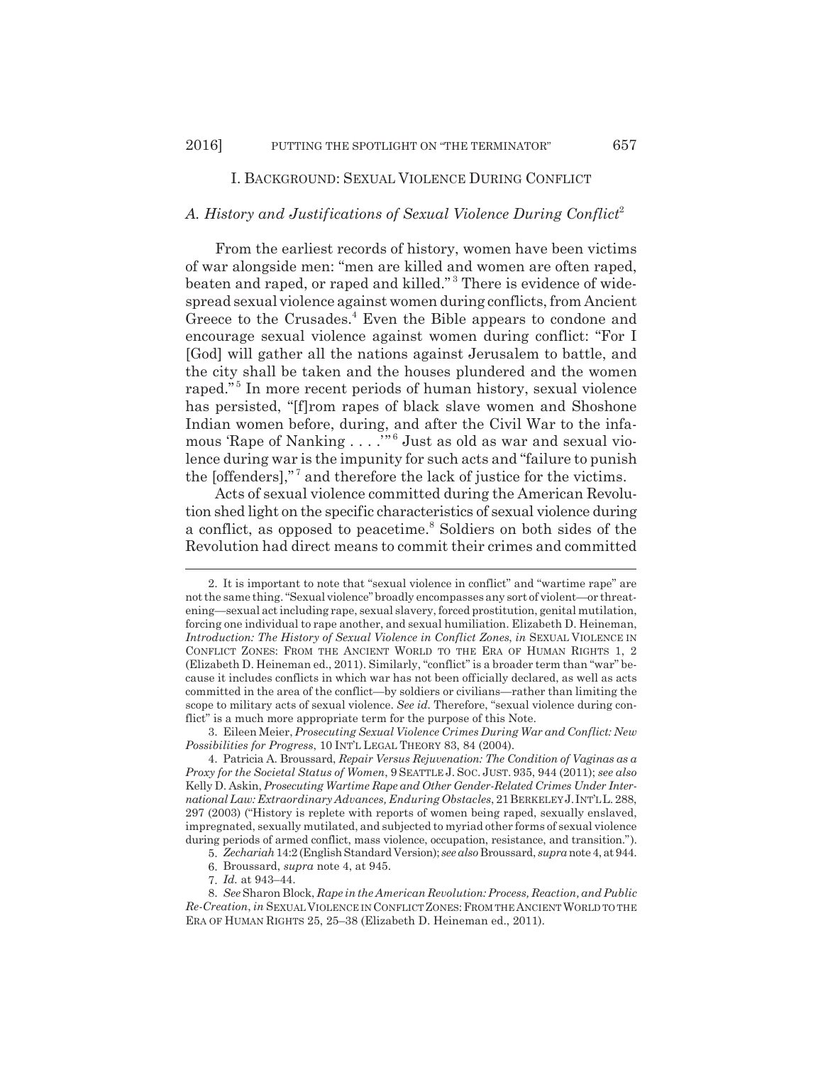## I. BACKGROUND: SEXUAL VIOLENCE DURING CONFLICT

### *A. History and Justifications of Sexual Violence During Conflict*[2]

From the earliest records of history, women have been victims of war alongside men: "men are killed and women are often raped, beaten and raped, or raped and killed."[3] There is evidence of widespread sexual violence against women during conflicts, from Ancient Greece to the Crusades.[4] Even the Bible appears to condone and encourage sexual violence against women during conflict: "For I [God] will gather all the nations against Jerusalem to battle, and the city shall be taken and the houses plundered and the women raped."[5] In more recent periods of human history, sexual violence has persisted, "[f]rom rapes of black slave women and Shoshone Indian women before, during, and after the Civil War to the infamous 'Rape of Nanking . . . .'"[6] Just as old as war and sexual violence during war is the impunity for such acts and "failure to punish the [offenders],"[7] and therefore the lack of justice for the victims.

Acts of sexual violence committed during the American Revolution shed light on the specific characteristics of sexual violence during a conflict, as opposed to peacetime.[8] Soldiers on both sides of the Revolution had direct means to commit their crimes and committed

---

2. It is important to note that "sexual violence in conflict" and "wartime rape" are not the same thing. "Sexual violence" broadly encompasses any sort of violent—or threatening—sexual act including rape, sexual slavery, forced prostitution, genital mutilation, forcing one individual to rape another, and sexual humiliation. Elizabeth D. Heineman, *Introduction: The History of Sexual Violence in Conflict Zones*, *in* SEXUAL VIOLENCE IN CONFLICT ZONES: FROM THE ANCIENT WORLD TO THE ERA OF HUMAN RIGHTS 1, 2 (Elizabeth D. Heineman ed., 2011). Similarly, "conflict" is a broader term than "war" because it includes conflicts in which war has not been officially declared, as well as acts committed in the area of the conflict—by soldiers or civilians—rather than limiting the scope to military acts of sexual violence. *See id.* Therefore, "sexual violence during conflict" is a much more appropriate term for the purpose of this Note.

3. Eileen Meier, *Prosecuting Sexual Violence Crimes During War and Conflict: New Possibilities for Progress*, 10 INT'L LEGAL THEORY 83, 84 (2004).

4. Patricia A. Broussard, *Repair Versus Rejuvenation: The Condition of Vaginas as a Proxy for the Societal Status of Women*, 9 SEATTLE J. SOC. JUST. 935, 944 (2011); *see also* Kelly D. Askin, *Prosecuting Wartime Rape and Other Gender-Related Crimes Under International Law: Extraordinary Advances, Enduring Obstacles*, 21 BERKELEY J. INT'L L. 288, 297 (2003) ("History is replete with reports of women being raped, sexually enslaved, impregnated, sexually mutilated, and subjected to myriad other forms of sexual violence during periods of armed conflict, mass violence, occupation, resistance, and transition.").

5. *Zechariah* 14:2 (English Standard Version); *see also* Broussard, *supra* note 4, at 944.

6. Broussard, *supra* note 4, at 945.

7. *Id.* at 943–44.

8. *See* Sharon Block, *Rape in the American Revolution: Process, Reaction, and Public Re-Creation*, *in* SEXUAL VIOLENCE IN CONFLICT ZONES: FROM THE ANCIENT WORLD TO THE ERA OF HUMAN RIGHTS 25, 25–38 (Elizabeth D. Heineman ed., 2011).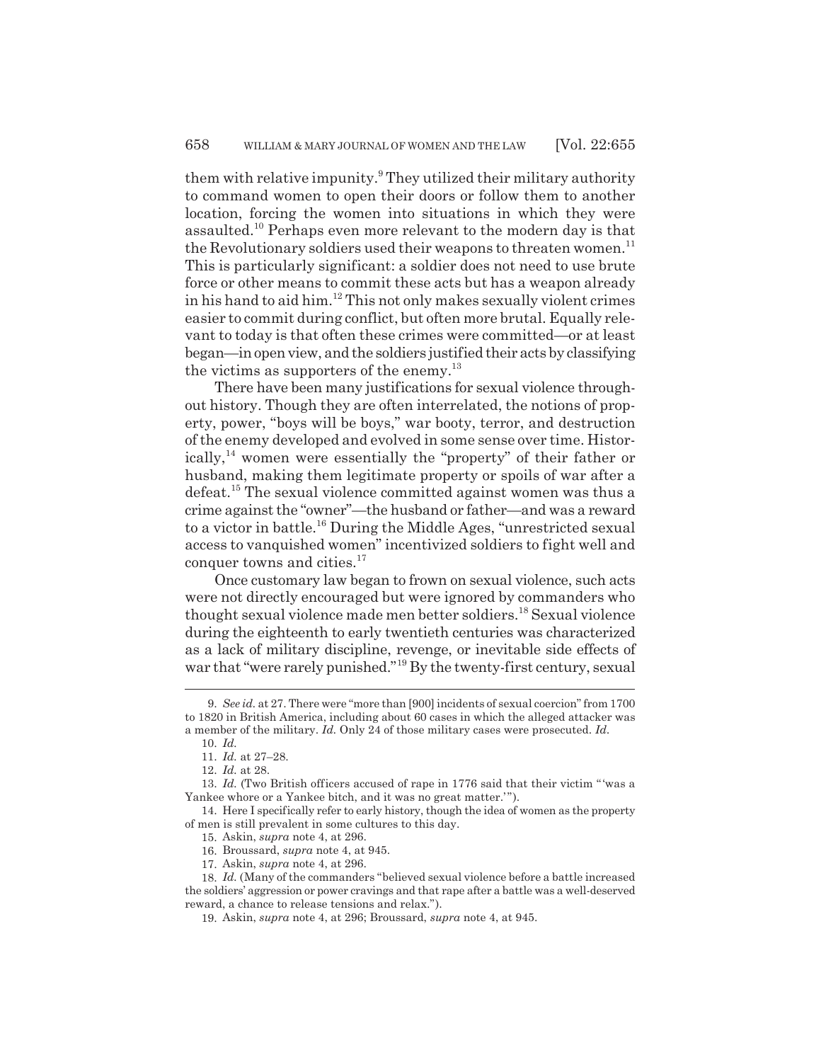them with relative impunity.[9] They utilized their military authority to command women to open their doors or follow them to another location, forcing the women into situations in which they were assaulted.[10] Perhaps even more relevant to the modern day is that the Revolutionary soldiers used their weapons to threaten women.[11] This is particularly significant: a soldier does not need to use brute force or other means to commit these acts but has a weapon already in his hand to aid him.[12] This not only makes sexually violent crimes easier to commit during conflict, but often more brutal. Equally relevant to today is that often these crimes were committed—or at least began—in open view, and the soldiers justified their acts by classifying the victims as supporters of the enemy.[13]

There have been many justifications for sexual violence throughout history. Though they are often interrelated, the notions of property, power, "boys will be boys," war booty, terror, and destruction of the enemy developed and evolved in some sense over time. Historically,[14] women were essentially the "property" of their father or husband, making them legitimate property or spoils of war after a defeat.[15] The sexual violence committed against women was thus a crime against the "owner"—the husband or father—and was a reward to a victor in battle.[16] During the Middle Ages, "unrestricted sexual access to vanquished women" incentivized soldiers to fight well and conquer towns and cities.[17]

Once customary law began to frown on sexual violence, such acts were not directly encouraged but were ignored by commanders who thought sexual violence made men better soldiers.[18] Sexual violence during the eighteenth to early twentieth centuries was characterized as a lack of military discipline, revenge, or inevitable side effects of war that "were rarely punished."[19] By the twenty-first century, sexual

---

9. *See id.* at 27. There were "more than [900] incidents of sexual coercion" from 1700 to 1820 in British America, including about 60 cases in which the alleged attacker was a member of the military. *Id.* Only 24 of those military cases were prosecuted. *Id.*

10. *Id.*

11. *Id.* at 27–28.

12. *Id.* at 28.

13. *Id.* (Two British officers accused of rape in 1776 said that their victim "'was a Yankee whore or a Yankee bitch, and it was no great matter.'").

14. Here I specifically refer to early history, though the idea of women as the property of men is still prevalent in some cultures to this day.

15. Askin, *supra* note 4, at 296.

16. Broussard, *supra* note 4, at 945.

17. Askin, *supra* note 4, at 296.

18. *Id.* (Many of the commanders "believed sexual violence before a battle increased the soldiers' aggression or power cravings and that rape after a battle was a well-deserved reward, a chance to release tensions and relax.").

19. Askin, *supra* note 4, at 296; Broussard, *supra* note 4, at 945.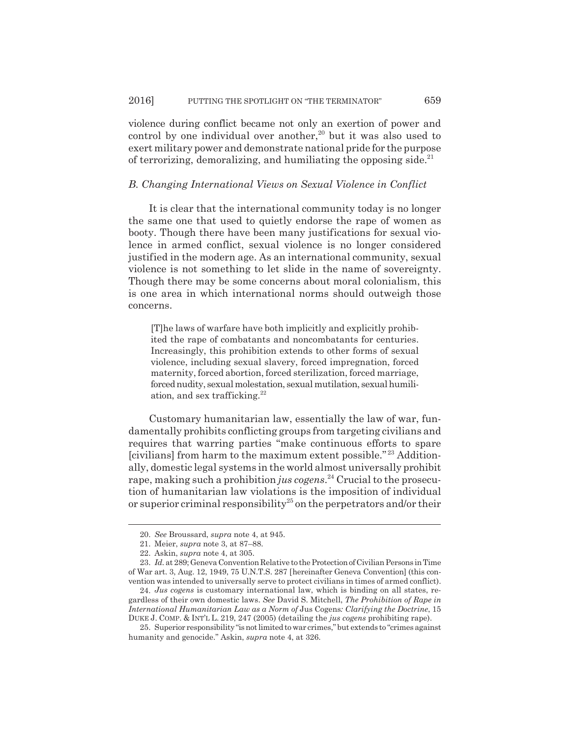violence during conflict became not only an exertion of power and control by one individual over another,[20] but it was also used to exert military power and demonstrate national pride for the purpose of terrorizing, demoralizing, and humiliating the opposing side.[21]

### *B. Changing International Views on Sexual Violence in Conflict*

It is clear that the international community today is no longer the same one that used to quietly endorse the rape of women as booty. Though there have been many justifications for sexual violence in armed conflict, sexual violence is no longer considered justified in the modern age. As an international community, sexual violence is not something to let slide in the name of sovereignty. Though there may be some concerns about moral colonialism, this is one area in which international norms should outweigh those concerns.

> [T]he laws of warfare have both implicitly and explicitly prohibited the rape of combatants and noncombatants for centuries. Increasingly, this prohibition extends to other forms of sexual violence, including sexual slavery, forced impregnation, forced maternity, forced abortion, forced sterilization, forced marriage, forced nudity, sexual molestation, sexual mutilation, sexual humiliation, and sex trafficking.[22]

Customary humanitarian law, essentially the law of war, fundamentally prohibits conflicting groups from targeting civilians and requires that warring parties "make continuous efforts to spare [civilians] from harm to the maximum extent possible."[23] Additionally, domestic legal systems in the world almost universally prohibit rape, making such a prohibition *jus cogens*.[24] Crucial to the prosecution of humanitarian law violations is the imposition of individual or superior criminal responsibility[25] on the perpetrators and/or their

---

20. *See* Broussard, *supra* note 4, at 945.

21. Meier, *supra* note 3, at 87–88.

22. Askin, *supra* note 4, at 305.

23. *Id.* at 289; Geneva Convention Relative to the Protection of Civilian Persons in Time of War art. 3, Aug. 12, 1949, 75 U.N.T.S. 287 [hereinafter Geneva Convention] (this convention was intended to universally serve to protect civilians in times of armed conflict).

24. *Jus cogens* is customary international law, which is binding on all states, regardless of their own domestic laws. *See* David S. Mitchell, *The Prohibition of Rape in International Humanitarian Law as a Norm of* Jus Cogens*: Clarifying the Doctrine*, 15 DUKE J. COMP. & INT'L L. 219, 247 (2005) (detailing the *jus cogens* prohibiting rape).

25. Superior responsibility "is not limited to war crimes," but extends to "crimes against humanity and genocide." Askin, *supra* note 4, at 326.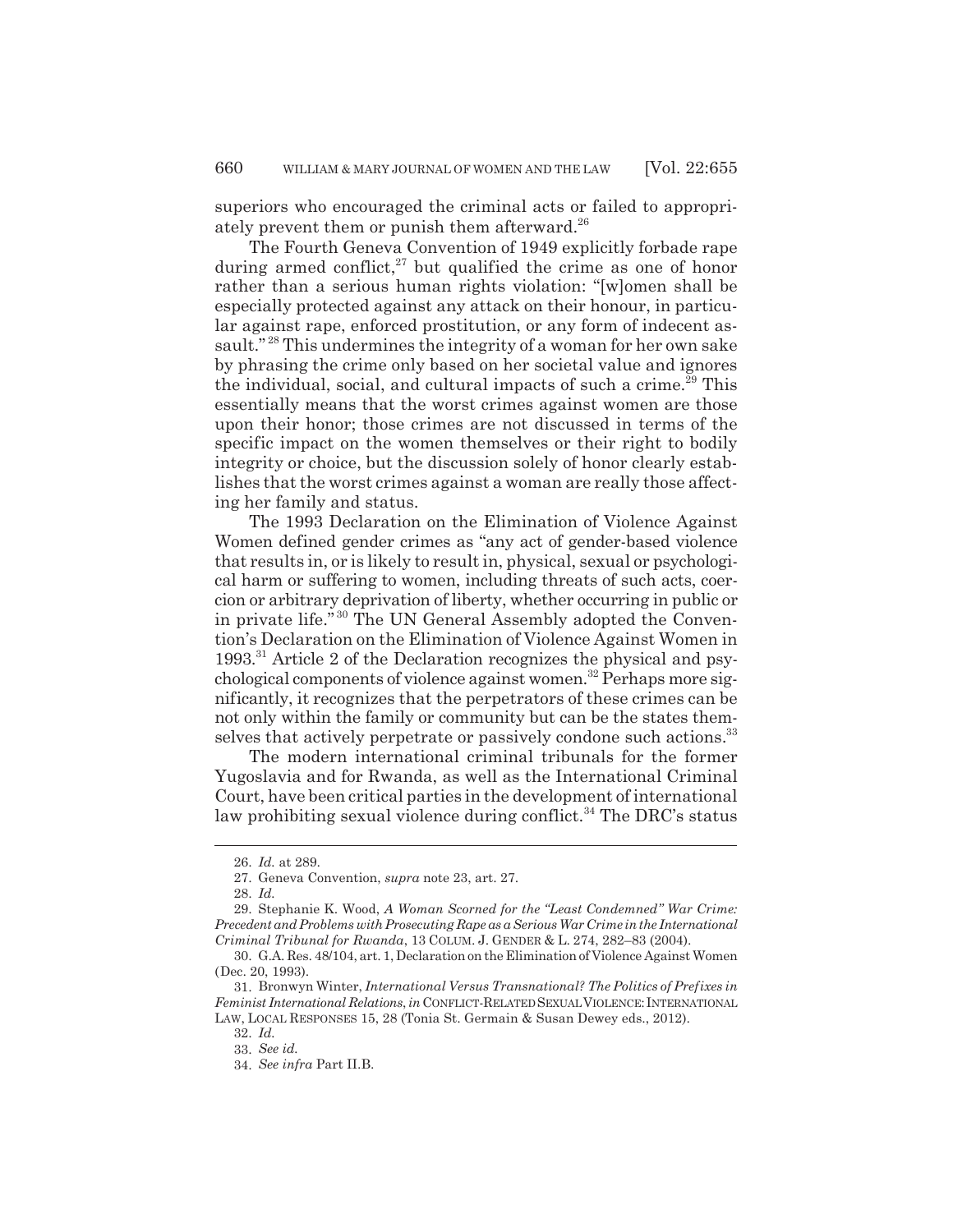superiors who encouraged the criminal acts or failed to appropriately prevent them or punish them afterward.[26]

The Fourth Geneva Convention of 1949 explicitly forbade rape during armed conflict,[27] but qualified the crime as one of honor rather than a serious human rights violation: "[w]omen shall be especially protected against any attack on their honour, in particular against rape, enforced prostitution, or any form of indecent assault."[28] This undermines the integrity of a woman for her own sake by phrasing the crime only based on her societal value and ignores the individual, social, and cultural impacts of such a crime.[29] This essentially means that the worst crimes against women are those upon their honor; those crimes are not discussed in terms of the specific impact on the women themselves or their right to bodily integrity or choice, but the discussion solely of honor clearly establishes that the worst crimes against a woman are really those affecting her family and status.

The 1993 Declaration on the Elimination of Violence Against Women defined gender crimes as "any act of gender-based violence that results in, or is likely to result in, physical, sexual or psychological harm or suffering to women, including threats of such acts, coercion or arbitrary deprivation of liberty, whether occurring in public or in private life."[30] The UN General Assembly adopted the Convention's Declaration on the Elimination of Violence Against Women in 1993.[31] Article 2 of the Declaration recognizes the physical and psychological components of violence against women.[32] Perhaps more significantly, it recognizes that the perpetrators of these crimes can be not only within the family or community but can be the states themselves that actively perpetrate or passively condone such actions.[33]

The modern international criminal tribunals for the former Yugoslavia and for Rwanda, as well as the International Criminal Court, have been critical parties in the development of international law prohibiting sexual violence during conflict.[34] The DRC's status

---

26. *Id.* at 289.

27. Geneva Convention, *supra* note 23, art. 27.

28. *Id.*

29. Stephanie K. Wood, *A Woman Scorned for the "Least Condemned" War Crime: Precedent and Problems with Prosecuting Rape as a Serious War Crime in the International Criminal Tribunal for Rwanda*, 13 COLUM. J. GENDER & L. 274, 282–83 (2004).

30. G.A. Res. 48/104, art. 1, Declaration on the Elimination of Violence Against Women (Dec. 20, 1993).

31. Bronwyn Winter, *International Versus Transnational? The Politics of Prefixes in Feminist International Relations*, *in* CONFLICT-RELATED SEXUAL VIOLENCE: INTERNATIONAL LAW, LOCAL RESPONSES 15, 28 (Tonia St. Germain & Susan Dewey eds., 2012).

32. *Id.*

33. *See id.*

34. *See infra* Part II.B.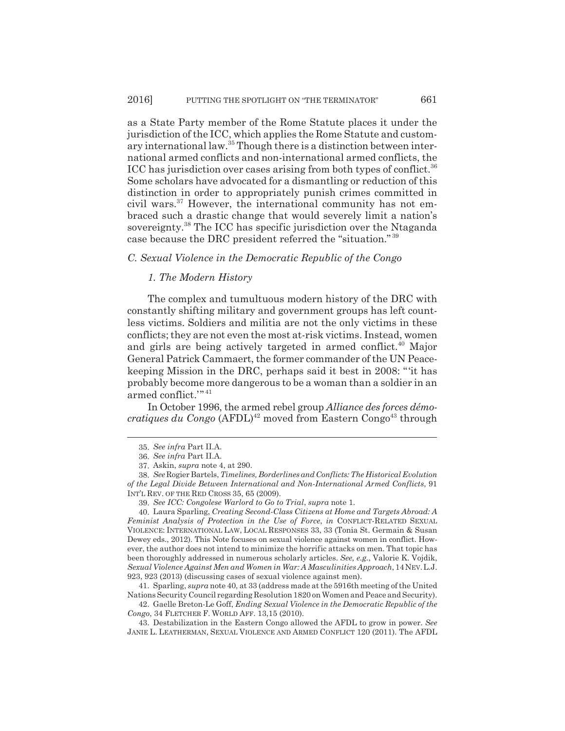as a State Party member of the Rome Statute places it under the jurisdiction of the ICC, which applies the Rome Statute and customary international law.[35] Though there is a distinction between international armed conflicts and non-international armed conflicts, the ICC has jurisdiction over cases arising from both types of conflict.[36] Some scholars have advocated for a dismantling or reduction of this distinction in order to appropriately punish crimes committed in civil wars.[37] However, the international community has not embraced such a drastic change that would severely limit a nation's sovereignty.[38] The ICC has specific jurisdiction over the Ntaganda case because the DRC president referred the "situation."[39]

### *C. Sexual Violence in the Democratic Republic of the Congo*

#### *1. The Modern History*

The complex and tumultuous modern history of the DRC with constantly shifting military and government groups has left countless victims. Soldiers and militia are not the only victims in these conflicts; they are not even the most at-risk victims. Instead, women and girls are being actively targeted in armed conflict.[40] Major General Patrick Cammaert, the former commander of the UN Peacekeeping Mission in the DRC, perhaps said it best in 2008: "'it has probably become more dangerous to be a woman than a soldier in an armed conflict.'"[41]

In October 1996, the armed rebel group *Alliance des forces démocratiques du Congo* (AFDL)[42] moved from Eastern Congo[43] through

---

35. *See infra* Part II.A.

36. *See infra* Part II.A.

37. Askin, *supra* note 4, at 290.

38. *See* Rogier Bartels, *Timelines, Borderlines and Conflicts: The Historical Evolution of the Legal Divide Between International and Non-International Armed Conflicts*, 91 INT'L REV. OF THE RED CROSS 35, 65 (2009).

39. *See ICC: Congolese Warlord to Go to Trial*, *supra* note 1.

40. Laura Sparling, *Creating Second-Class Citizens at Home and Targets Abroad: A Feminist Analysis of Protection in the Use of Force*, *in* CONFLICT-RELATED SEXUAL VIOLENCE: INTERNATIONAL LAW, LOCAL RESPONSES 33, 33 (Tonia St. Germain & Susan Dewey eds., 2012). This Note focuses on sexual violence against women in conflict. However, the author does not intend to minimize the horrific attacks on men. That topic has been thoroughly addressed in numerous scholarly articles. *See, e.g.*, Valorie K. Vojdik, *Sexual Violence Against Men and Women in War: A Masculinities Approach*, 14 NEV. L.J. 923, 923 (2013) (discussing cases of sexual violence against men).

41. Sparling, *supra* note 40, at 33 (address made at the 5916th meeting of the United Nations Security Council regarding Resolution 1820 on Women and Peace and Security).

42. Gaelle Breton-Le Goff, *Ending Sexual Violence in the Democratic Republic of the Congo*, 34 FLETCHER F. WORLD AFF. 13,15 (2010).

43. Destabilization in the Eastern Congo allowed the AFDL to grow in power. *See* JANIE L. LEATHERMAN, SEXUAL VIOLENCE AND ARMED CONFLICT 120 (2011). The AFDL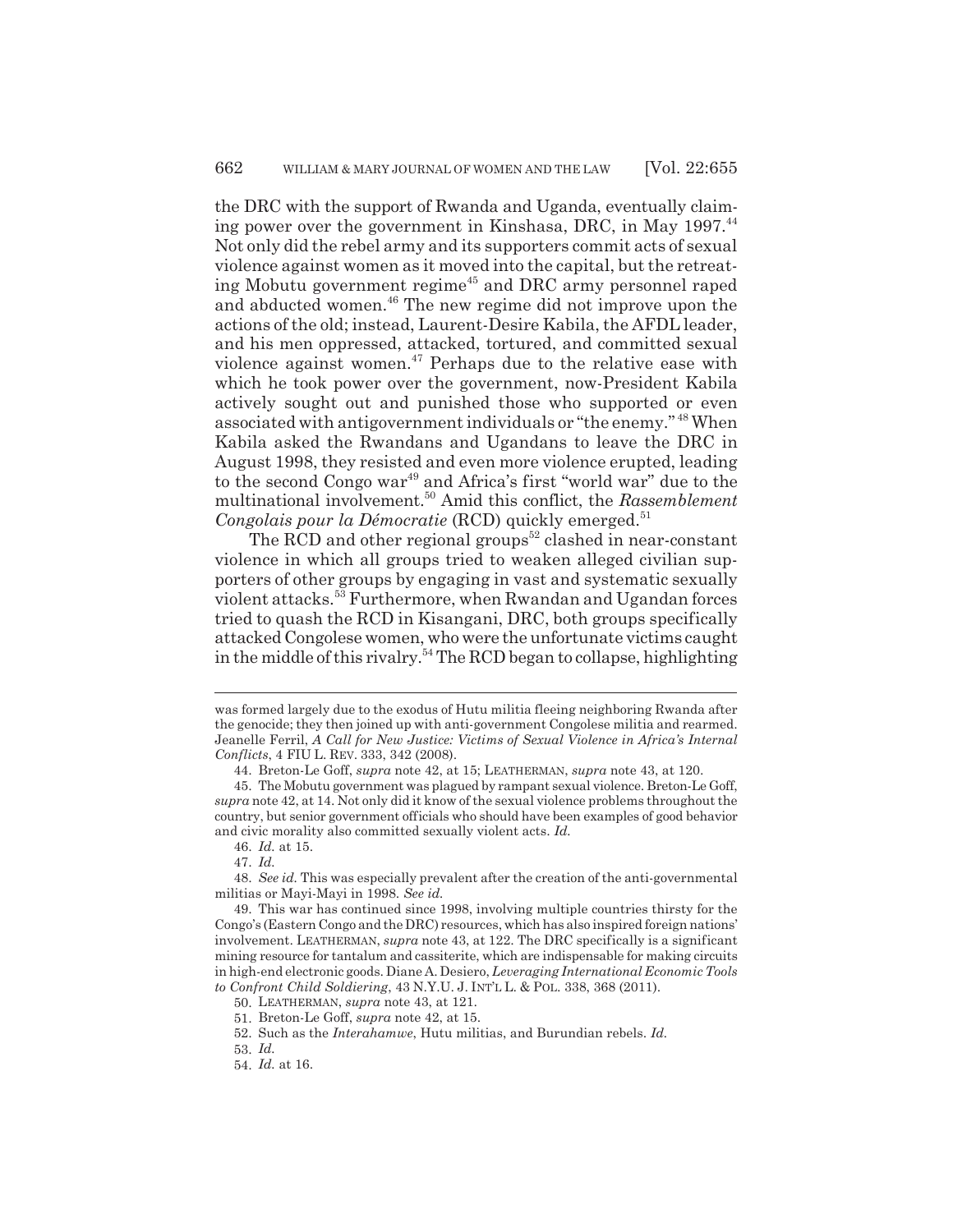the DRC with the support of Rwanda and Uganda, eventually claiming power over the government in Kinshasa, DRC, in May 1997.[44] Not only did the rebel army and its supporters commit acts of sexual violence against women as it moved into the capital, but the retreating Mobutu government regime[45] and DRC army personnel raped and abducted women.[46] The new regime did not improve upon the actions of the old; instead, Laurent-Desire Kabila, the AFDL leader, and his men oppressed, attacked, tortured, and committed sexual violence against women.[47] Perhaps due to the relative ease with which he took power over the government, now-President Kabila actively sought out and punished those who supported or even associated with antigovernment individuals or "the enemy."[48] When Kabila asked the Rwandans and Ugandans to leave the DRC in August 1998, they resisted and even more violence erupted, leading to the second Congo war[49] and Africa's first "world war" due to the multinational involvement.[50] Amid this conflict, the *Rassemblement Congolais pour la Démocratie* (RCD) quickly emerged.[51]

The RCD and other regional groups[52] clashed in near-constant violence in which all groups tried to weaken alleged civilian supporters of other groups by engaging in vast and systematic sexually violent attacks.[53] Furthermore, when Rwandan and Ugandan forces tried to quash the RCD in Kisangani, DRC, both groups specifically attacked Congolese women, who were the unfortunate victims caught in the middle of this rivalry.[54] The RCD began to collapse, highlighting

---

was formed largely due to the exodus of Hutu militia fleeing neighboring Rwanda after the genocide; they then joined up with anti-government Congolese militia and rearmed. Jeanelle Ferril, *A Call for New Justice: Victims of Sexual Violence in Africa's Internal Conflicts*, 4 FIU L. REV. 333, 342 (2008).

44. Breton-Le Goff, *supra* note 42, at 15; LEATHERMAN, *supra* note 43, at 120.

45. The Mobutu government was plagued by rampant sexual violence. Breton-Le Goff, *supra* note 42, at 14. Not only did it know of the sexual violence problems throughout the country, but senior government officials who should have been examples of good behavior and civic morality also committed sexually violent acts. *Id.*

46. *Id.* at 15.

47. *Id.*

48. *See id.* This was especially prevalent after the creation of the anti-governmental militias or Mayi-Mayi in 1998. *See id.*

49. This war has continued since 1998, involving multiple countries thirsty for the Congo's (Eastern Congo and the DRC) resources, which has also inspired foreign nations' involvement. LEATHERMAN, *supra* note 43, at 122. The DRC specifically is a significant mining resource for tantalum and cassiterite, which are indispensable for making circuits in high-end electronic goods. Diane A. Desiero, *Leveraging International Economic Tools to Confront Child Soldiering*, 43 N.Y.U. J. INT'L L. & POL. 338, 368 (2011).

50. LEATHERMAN, *supra* note 43, at 121.

51. Breton-Le Goff, *supra* note 42, at 15.

52. Such as the *Interahamwe*, Hutu militias, and Burundian rebels. *Id.*

53. *Id.*

54. *Id.* at 16.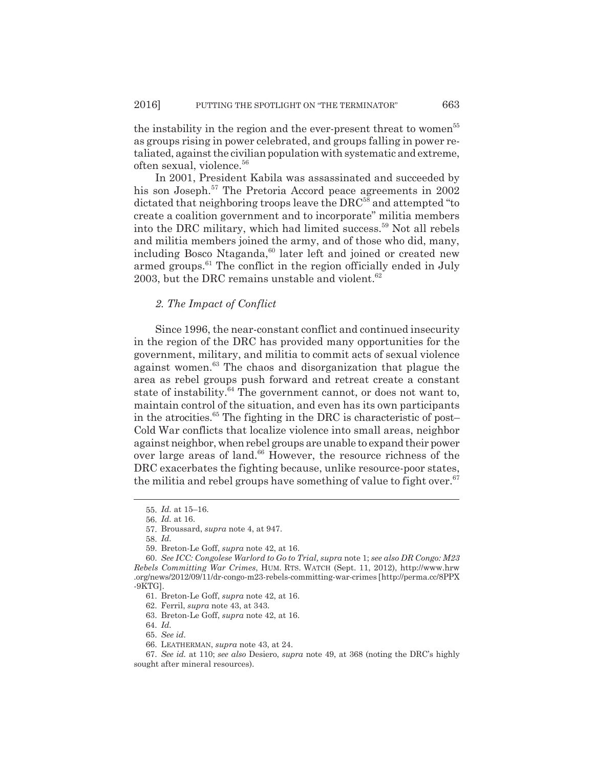the instability in the region and the ever-present threat to women[55] as groups rising in power celebrated, and groups falling in power retaliated, against the civilian population with systematic and extreme, often sexual, violence.[56]

In 2001, President Kabila was assassinated and succeeded by his son Joseph.[57] The Pretoria Accord peace agreements in 2002 dictated that neighboring troops leave the DRC[58] and attempted "to create a coalition government and to incorporate" militia members into the DRC military, which had limited success.[59] Not all rebels and militia members joined the army, and of those who did, many, including Bosco Ntaganda,[60] later left and joined or created new armed groups.[61] The conflict in the region officially ended in July 2003, but the DRC remains unstable and violent.[62]

### *2. The Impact of Conflict*

Since 1996, the near-constant conflict and continued insecurity in the region of the DRC has provided many opportunities for the government, military, and militia to commit acts of sexual violence against women.[63] The chaos and disorganization that plague the area as rebel groups push forward and retreat create a constant state of instability.[64] The government cannot, or does not want to, maintain control of the situation, and even has its own participants in the atrocities.[65] The fighting in the DRC is characteristic of post–Cold War conflicts that localize violence into small areas, neighbor against neighbor, when rebel groups are unable to expand their power over large areas of land.[66] However, the resource richness of the DRC exacerbates the fighting because, unlike resource-poor states, the militia and rebel groups have something of value to fight over.[67]

---

55. *Id.* at 15–16.

56. *Id.* at 16.

57. Broussard, *supra* note 4, at 947.

58. *Id.*

59. Breton-Le Goff, *supra* note 42, at 16.

60. *See ICC: Congolese Warlord to Go to Trial, supra* note 1; *see also DR Congo: M23 Rebels Committing War Crimes*, HUM. RTS. WATCH (Sept. 11, 2012), http://www.hrw.org/news/2012/09/11/dr-congo-m23-rebels-committing-war-crimes [http://perma.cc/8PPX-9KTG].

61. Breton-Le Goff, *supra* note 42, at 16.

62. Ferril, *supra* note 43, at 343.

63. Breton-Le Goff, *supra* note 42, at 16.

64. *Id.*

65. *See id*.

66. LEATHERMAN, *supra* note 43, at 24.

67. *See id.* at 110; *see also* Desiero, *supra* note 49, at 368 (noting the DRC's highly sought after mineral resources).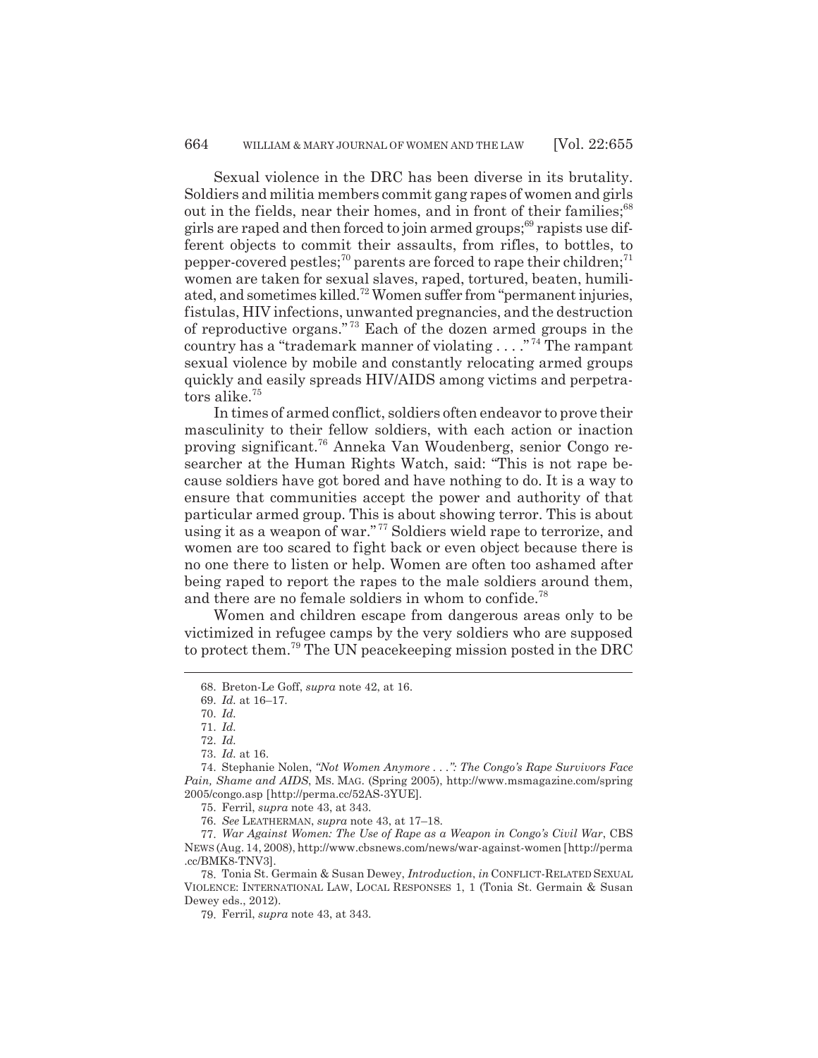Sexual violence in the DRC has been diverse in its brutality. Soldiers and militia members commit gang rapes of women and girls out in the fields, near their homes, and in front of their families;[68] girls are raped and then forced to join armed groups;[69] rapists use different objects to commit their assaults, from rifles, to bottles, to pepper-covered pestles;[70] parents are forced to rape their children;[71] women are taken for sexual slaves, raped, tortured, beaten, humiliated, and sometimes killed.[72] Women suffer from "permanent injuries, fistulas, HIV infections, unwanted pregnancies, and the destruction of reproductive organs."[73] Each of the dozen armed groups in the country has a "trademark manner of violating . . . ."[74] The rampant sexual violence by mobile and constantly relocating armed groups quickly and easily spreads HIV/AIDS among victims and perpetrators alike.[75]

In times of armed conflict, soldiers often endeavor to prove their masculinity to their fellow soldiers, with each action or inaction proving significant.[76] Anneka Van Woudenberg, senior Congo researcher at the Human Rights Watch, said: "This is not rape because soldiers have got bored and have nothing to do. It is a way to ensure that communities accept the power and authority of that particular armed group. This is about showing terror. This is about using it as a weapon of war."[77] Soldiers wield rape to terrorize, and women are too scared to fight back or even object because there is no one there to listen or help. Women are often too ashamed after being raped to report the rapes to the male soldiers around them, and there are no female soldiers in whom to confide.[78]

Women and children escape from dangerous areas only to be victimized in refugee camps by the very soldiers who are supposed to protect them.[79] The UN peacekeeping mission posted in the DRC

---

68. Breton-Le Goff, *supra* note 42, at 16.

69. *Id.* at 16–17.

70. *Id.*

71. *Id.*

72. *Id.*

73. *Id.* at 16.

74. Stephanie Nolen, *"Not Women Anymore . . .": The Congo's Rape Survivors Face Pain, Shame and AIDS*, MS. MAG. (Spring 2005), http://www.msmagazine.com/spring2005/congo.asp [http://perma.cc/52AS-3YUE].

75. Ferril, *supra* note 43, at 343.

76. *See* LEATHERMAN, *supra* note 43, at 17–18.

77. *War Against Women: The Use of Rape as a Weapon in Congo's Civil War*, CBS NEWS (Aug. 14, 2008), http://www.cbsnews.com/news/war-against-women [http://perma.cc/BMK8-TNV3].

78. Tonia St. Germain & Susan Dewey, *Introduction*, *in* CONFLICT-RELATED SEXUAL VIOLENCE: INTERNATIONAL LAW, LOCAL RESPONSES 1, 1 (Tonia St. Germain & Susan Dewey eds., 2012).

79. Ferril, *supra* note 43, at 343.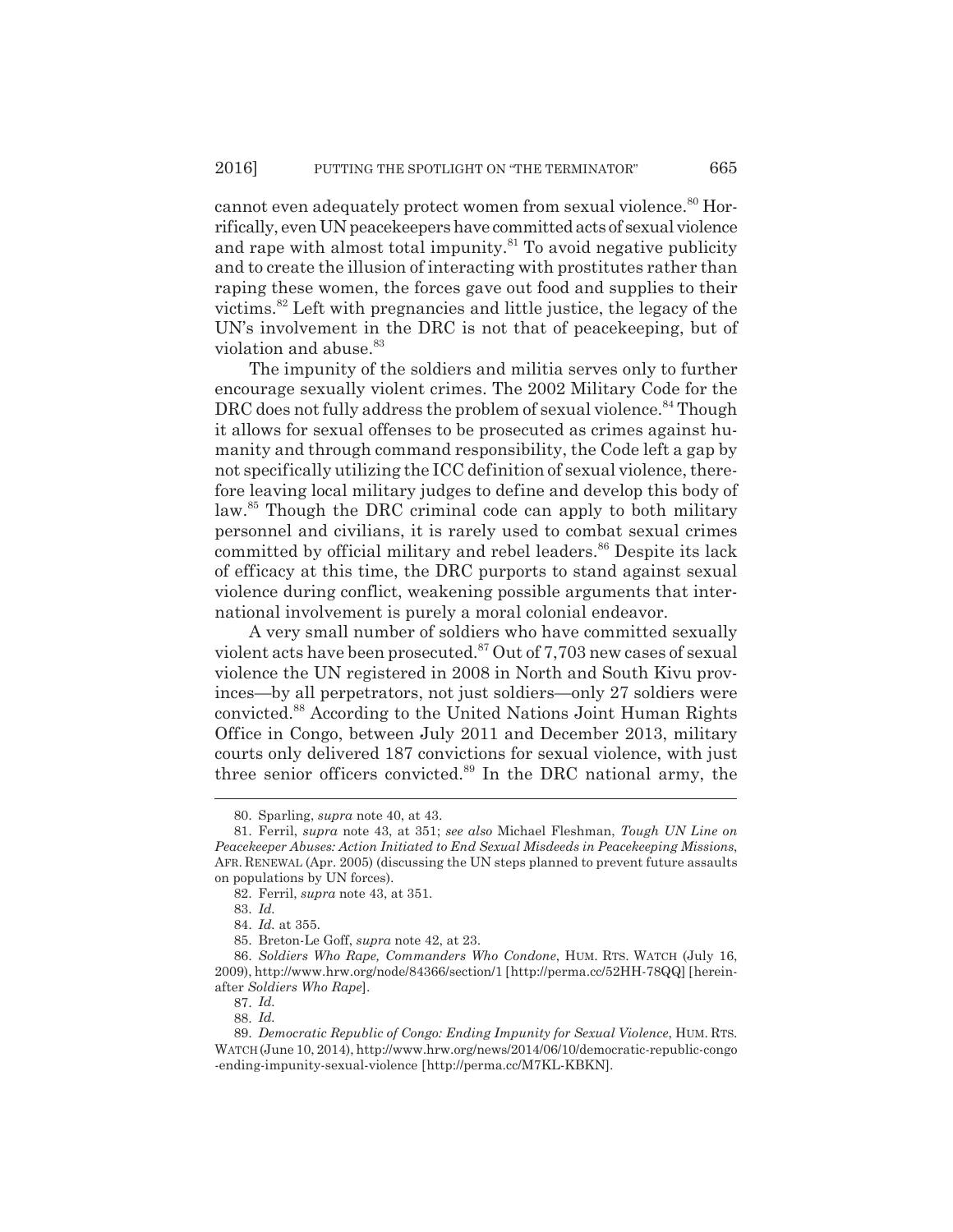cannot even adequately protect women from sexual violence.[80] Horrifically, even UN peacekeepers have committed acts of sexual violence and rape with almost total impunity.[81] To avoid negative publicity and to create the illusion of interacting with prostitutes rather than raping these women, the forces gave out food and supplies to their victims.[82] Left with pregnancies and little justice, the legacy of the UN's involvement in the DRC is not that of peacekeeping, but of violation and abuse.[83]

The impunity of the soldiers and militia serves only to further encourage sexually violent crimes. The 2002 Military Code for the DRC does not fully address the problem of sexual violence.[84] Though it allows for sexual offenses to be prosecuted as crimes against humanity and through command responsibility, the Code left a gap by not specifically utilizing the ICC definition of sexual violence, therefore leaving local military judges to define and develop this body of law.[85] Though the DRC criminal code can apply to both military personnel and civilians, it is rarely used to combat sexual crimes committed by official military and rebel leaders.[86] Despite its lack of efficacy at this time, the DRC purports to stand against sexual violence during conflict, weakening possible arguments that international involvement is purely a moral colonial endeavor.

A very small number of soldiers who have committed sexually violent acts have been prosecuted.[87] Out of 7,703 new cases of sexual violence the UN registered in 2008 in North and South Kivu provinces—by all perpetrators, not just soldiers—only 27 soldiers were convicted.[88] According to the United Nations Joint Human Rights Office in Congo, between July 2011 and December 2013, military courts only delivered 187 convictions for sexual violence, with just three senior officers convicted.[89] In the DRC national army, the

---

80. Sparling, *supra* note 40, at 43.

81. Ferril, *supra* note 43, at 351; *see also* Michael Fleshman, *Tough UN Line on Peacekeeper Abuses: Action Initiated to End Sexual Misdeeds in Peacekeeping Missions*, AFR. RENEWAL (Apr. 2005) (discussing the UN steps planned to prevent future assaults on populations by UN forces).

82. Ferril, *supra* note 43, at 351.

83. *Id.*

84. *Id.* at 355.

85. Breton-Le Goff, *supra* note 42, at 23.

86. *Soldiers Who Rape, Commanders Who Condone*, HUM. RTS. WATCH (July 16, 2009), http://www.hrw.org/node/84366/section/1 [http://perma.cc/52HH-78QQ] [hereinafter *Soldiers Who Rape*].

87. *Id.*

88. *Id.*

89. *Democratic Republic of Congo: Ending Impunity for Sexual Violence*, HUM. RTS. WATCH (June 10, 2014), http://www.hrw.org/news/2014/06/10/democratic-republic-congo-ending-impunity-sexual-violence [http://perma.cc/M7KL-KBKN].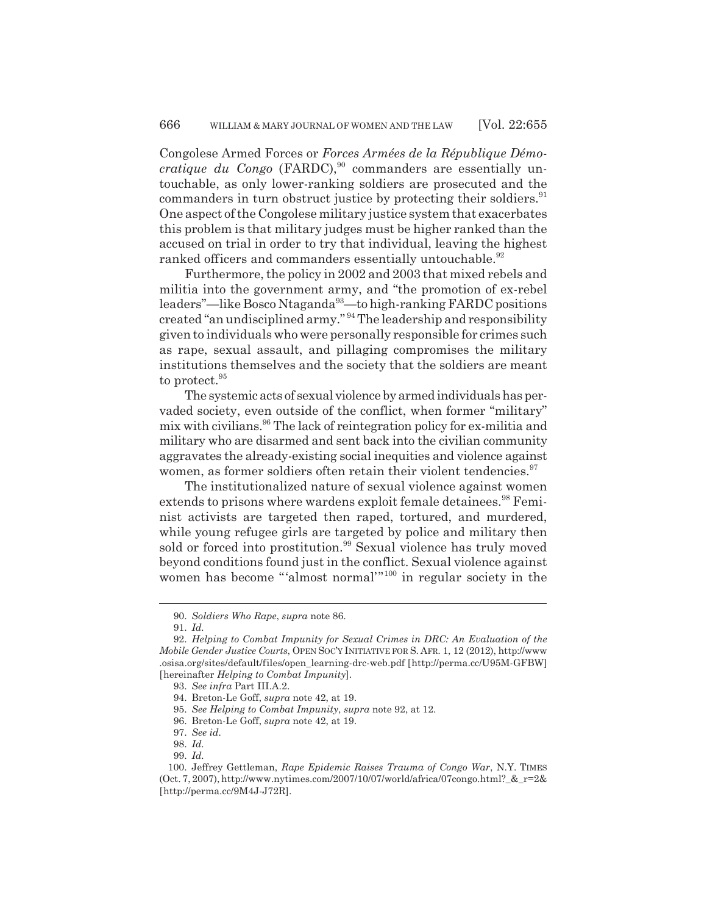Congolese Armed Forces or *Forces Armées de la République Démocratique du Congo* (FARDC),[90] commanders are essentially untouchable, as only lower-ranking soldiers are prosecuted and the commanders in turn obstruct justice by protecting their soldiers.[91] One aspect of the Congolese military justice system that exacerbates this problem is that military judges must be higher ranked than the accused on trial in order to try that individual, leaving the highest ranked officers and commanders essentially untouchable.[92]

Furthermore, the policy in 2002 and 2003 that mixed rebels and militia into the government army, and "the promotion of ex-rebel leaders"—like Bosco Ntaganda[93]—to high-ranking FARDC positions created "an undisciplined army."[94] The leadership and responsibility given to individuals who were personally responsible for crimes such as rape, sexual assault, and pillaging compromises the military institutions themselves and the society that the soldiers are meant to protect.[95]

The systemic acts of sexual violence by armed individuals has pervaded society, even outside of the conflict, when former "military" mix with civilians.[96] The lack of reintegration policy for ex-militia and military who are disarmed and sent back into the civilian community aggravates the already-existing social inequities and violence against women, as former soldiers often retain their violent tendencies.[97]

The institutionalized nature of sexual violence against women extends to prisons where wardens exploit female detainees.[98] Feminist activists are targeted then raped, tortured, and murdered, while young refugee girls are targeted by police and military then sold or forced into prostitution.[99] Sexual violence has truly moved beyond conditions found just in the conflict. Sexual violence against women has become "'almost normal'"[100] in regular society in the

---

90. *Soldiers Who Rape*, *supra* note 86.

91. *Id.*

92. *Helping to Combat Impunity for Sexual Crimes in DRC: An Evaluation of the Mobile Gender Justice Courts*, OPEN SOC'Y INITIATIVE FOR S. AFR. 1, 12 (2012), http://www.osisa.org/sites/default/files/open_learning-drc-web.pdf [http://perma.cc/U95M-GFBW] [hereinafter *Helping to Combat Impunity*].

93. *See infra* Part III.A.2.

94. Breton-Le Goff, *supra* note 42, at 19.

95. *See Helping to Combat Impunity*, *supra* note 92, at 12.

96. Breton-Le Goff, *supra* note 42, at 19.

97. *See id.*

98. *Id.*

99. *Id.*

100. Jeffrey Gettleman, *Rape Epidemic Raises Trauma of Congo War*, N.Y. TIMES (Oct. 7, 2007), http://www.nytimes.com/2007/10/07/world/africa/07congo.html?_&_r=2& [http://perma.cc/9M4J-J72R].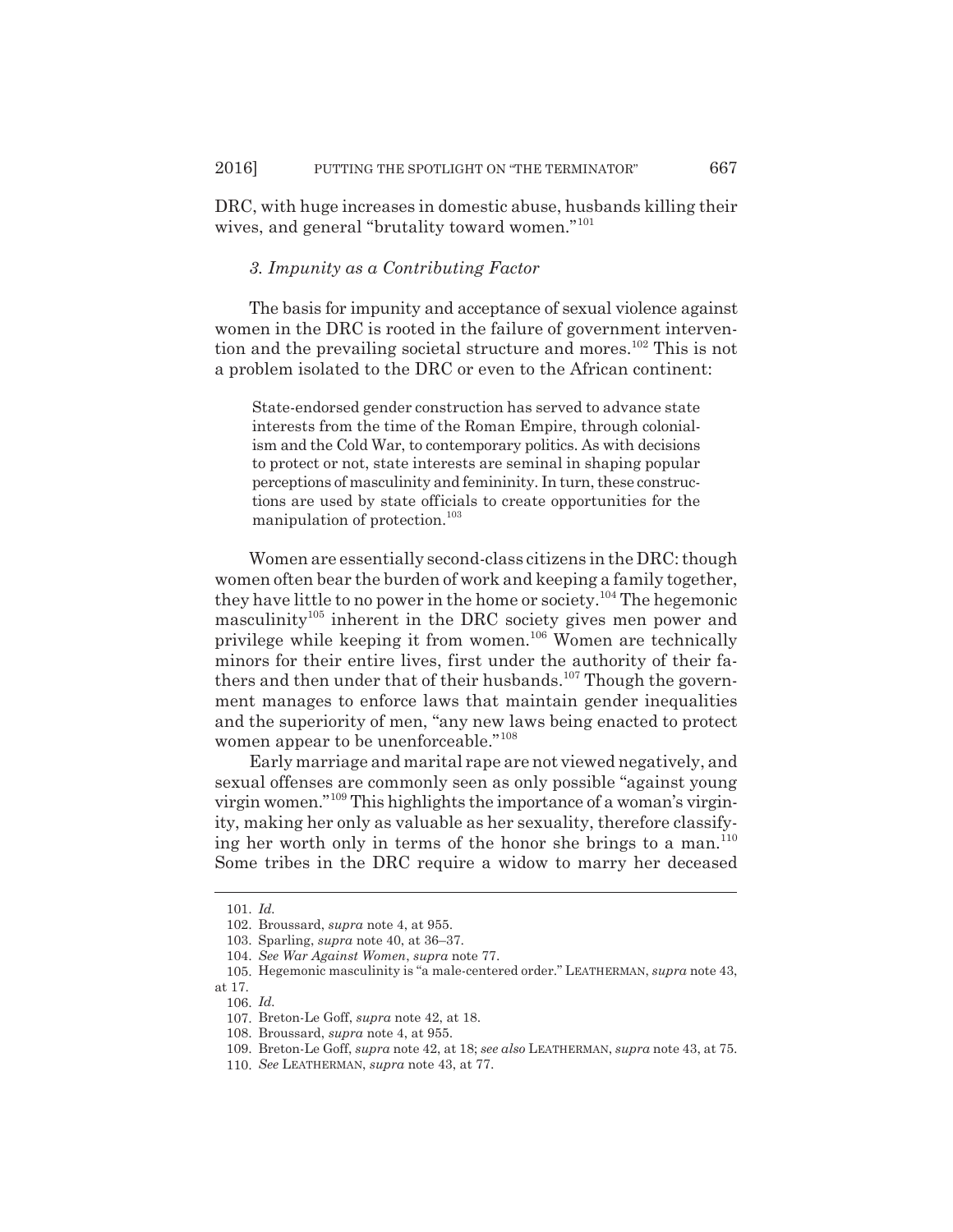DRC, with huge increases in domestic abuse, husbands killing their wives, and general "brutality toward women."[101]

### *3. Impunity as a Contributing Factor*

The basis for impunity and acceptance of sexual violence against women in the DRC is rooted in the failure of government intervention and the prevailing societal structure and mores.[102] This is not a problem isolated to the DRC or even to the African continent:

> State-endorsed gender construction has served to advance state interests from the time of the Roman Empire, through colonialism and the Cold War, to contemporary politics. As with decisions to protect or not, state interests are seminal in shaping popular perceptions of masculinity and femininity. In turn, these constructions are used by state officials to create opportunities for the manipulation of protection.[103]

Women are essentially second-class citizens in the DRC: though women often bear the burden of work and keeping a family together, they have little to no power in the home or society.[104] The hegemonic masculinity[105] inherent in the DRC society gives men power and privilege while keeping it from women.[106] Women are technically minors for their entire lives, first under the authority of their fathers and then under that of their husbands.[107] Though the government manages to enforce laws that maintain gender inequalities and the superiority of men, "any new laws being enacted to protect women appear to be unenforceable."[108]

Early marriage and marital rape are not viewed negatively, and sexual offenses are commonly seen as only possible "against young virgin women."[109] This highlights the importance of a woman's virginity, making her only as valuable as her sexuality, therefore classifying her worth only in terms of the honor she brings to a man.[110] Some tribes in the DRC require a widow to marry her deceased

---

101. *Id.*

102. Broussard, *supra* note 4, at 955.

103. Sparling, *supra* note 40, at 36–37.

104. *See War Against Women*, *supra* note 77.

105. Hegemonic masculinity is "a male-centered order." LEATHERMAN, *supra* note 43, at 17.

106. *Id.*

107. Breton-Le Goff, *supra* note 42, at 18.

108. Broussard, *supra* note 4, at 955.

109. Breton-Le Goff, *supra* note 42, at 18; *see also* LEATHERMAN, *supra* note 43, at 75.

110. *See* LEATHERMAN, *supra* note 43, at 77.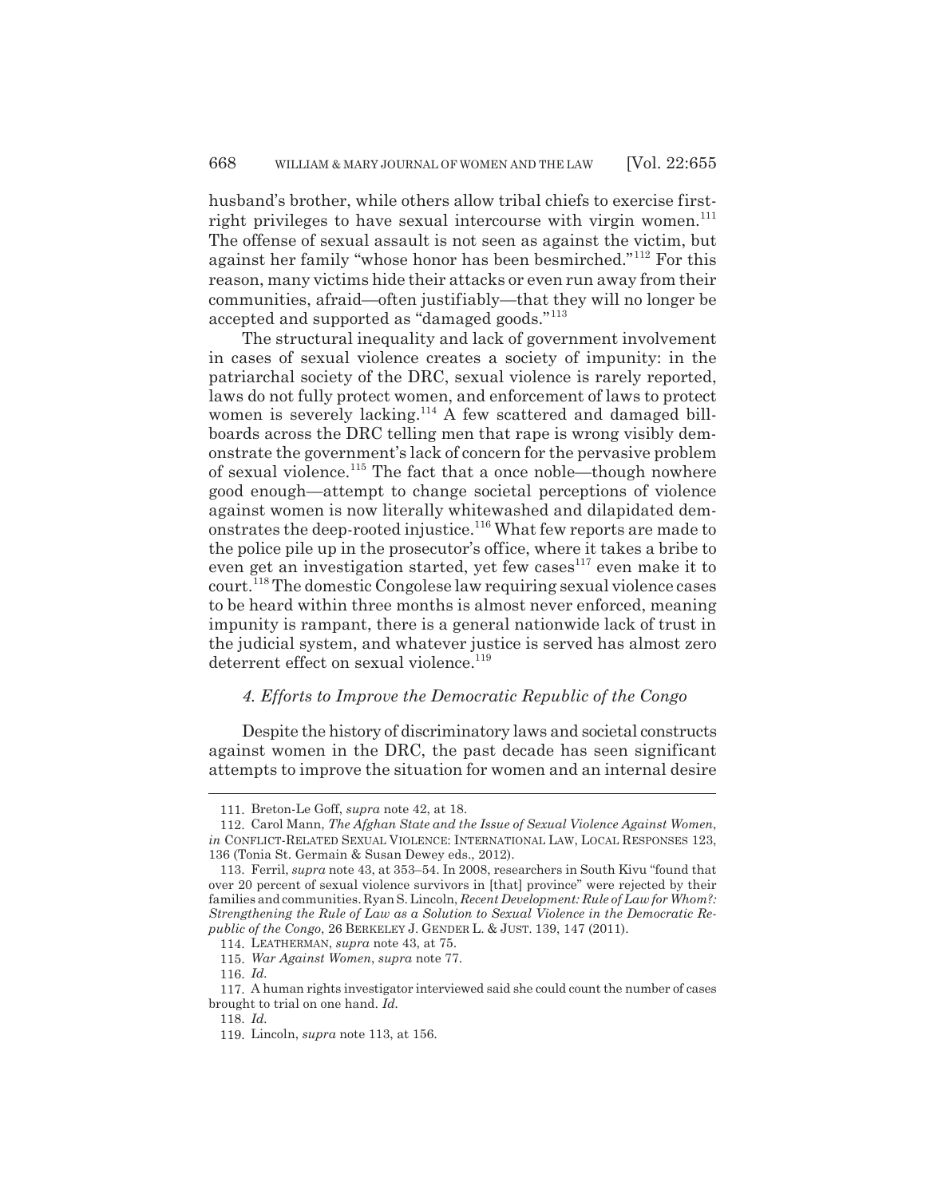husband's brother, while others allow tribal chiefs to exercise first-right privileges to have sexual intercourse with virgin women.[111] The offense of sexual assault is not seen as against the victim, but against her family "whose honor has been besmirched."[112] For this reason, many victims hide their attacks or even run away from their communities, afraid—often justifiably—that they will no longer be accepted and supported as "damaged goods."[113]

The structural inequality and lack of government involvement in cases of sexual violence creates a society of impunity: in the patriarchal society of the DRC, sexual violence is rarely reported, laws do not fully protect women, and enforcement of laws to protect women is severely lacking.[114] A few scattered and damaged billboards across the DRC telling men that rape is wrong visibly demonstrate the government's lack of concern for the pervasive problem of sexual violence.[115] The fact that a once noble—though nowhere good enough—attempt to change societal perceptions of violence against women is now literally whitewashed and dilapidated demonstrates the deep-rooted injustice.[116] What few reports are made to the police pile up in the prosecutor's office, where it takes a bribe to even get an investigation started, yet few cases[117] even make it to court.[118] The domestic Congolese law requiring sexual violence cases to be heard within three months is almost never enforced, meaning impunity is rampant, there is a general nationwide lack of trust in the judicial system, and whatever justice is served has almost zero deterrent effect on sexual violence.[119]

#### *4. Efforts to Improve the Democratic Republic of the Congo*

Despite the history of discriminatory laws and societal constructs against women in the DRC, the past decade has seen significant attempts to improve the situation for women and an internal desire

---

111. Breton-Le Goff, *supra* note 42, at 18.

112. Carol Mann, *The Afghan State and the Issue of Sexual Violence Against Women*, *in* CONFLICT-RELATED SEXUAL VIOLENCE: INTERNATIONAL LAW, LOCAL RESPONSES 123, 136 (Tonia St. Germain & Susan Dewey eds., 2012).

113. Ferril, *supra* note 43, at 353–54. In 2008, researchers in South Kivu "found that over 20 percent of sexual violence survivors in [that] province" were rejected by their families and communities. Ryan S. Lincoln, *Recent Development: Rule of Law for Whom?: Strengthening the Rule of Law as a Solution to Sexual Violence in the Democratic Republic of the Congo*, 26 BERKELEY J. GENDER L. & JUST. 139, 147 (2011).

114. LEATHERMAN, *supra* note 43, at 75.

115. *War Against Women*, *supra* note 77.

116. *Id.*

117. A human rights investigator interviewed said she could count the number of cases brought to trial on one hand. *Id.*

118. *Id.*

119. Lincoln, *supra* note 113, at 156.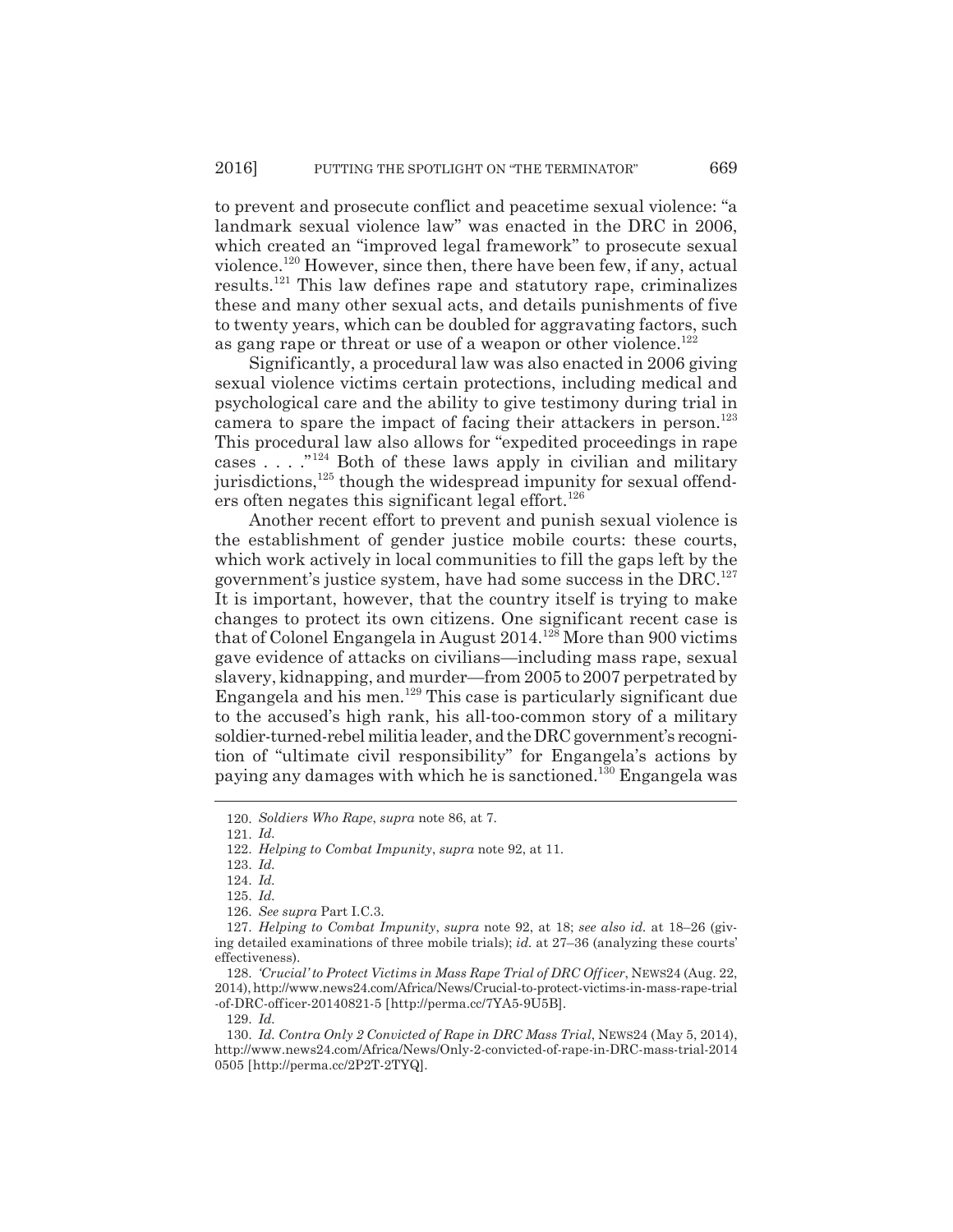to prevent and prosecute conflict and peacetime sexual violence: "a landmark sexual violence law" was enacted in the DRC in 2006, which created an "improved legal framework" to prosecute sexual violence.[120] However, since then, there have been few, if any, actual results.[121] This law defines rape and statutory rape, criminalizes these and many other sexual acts, and details punishments of five to twenty years, which can be doubled for aggravating factors, such as gang rape or threat or use of a weapon or other violence.[122]

Significantly, a procedural law was also enacted in 2006 giving sexual violence victims certain protections, including medical and psychological care and the ability to give testimony during trial in camera to spare the impact of facing their attackers in person.[123] This procedural law also allows for "expedited proceedings in rape cases . . . ."[124] Both of these laws apply in civilian and military jurisdictions,[125] though the widespread impunity for sexual offenders often negates this significant legal effort.[126]

Another recent effort to prevent and punish sexual violence is the establishment of gender justice mobile courts: these courts, which work actively in local communities to fill the gaps left by the government's justice system, have had some success in the DRC.[127] It is important, however, that the country itself is trying to make changes to protect its own citizens. One significant recent case is that of Colonel Engangela in August 2014.[128] More than 900 victims gave evidence of attacks on civilians—including mass rape, sexual slavery, kidnapping, and murder—from 2005 to 2007 perpetrated by Engangela and his men.[129] This case is particularly significant due to the accused's high rank, his all-too-common story of a military soldier-turned-rebel militia leader, and the DRC government's recognition of "ultimate civil responsibility" for Engangela's actions by paying any damages with which he is sanctioned.[130] Engangela was

---

120. *Soldiers Who Rape*, *supra* note 86, at 7.

121. *Id.*

122. *Helping to Combat Impunity*, *supra* note 92, at 11.

123. *Id.*

124. *Id.*

125. *Id.*

126. *See supra* Part I.C.3.

127. *Helping to Combat Impunity*, *supra* note 92, at 18; *see also id.* at 18–26 (giving detailed examinations of three mobile trials); *id.* at 27–36 (analyzing these courts' effectiveness).

128. *'Crucial' to Protect Victims in Mass Rape Trial of DRC Officer*, NEWS24 (Aug. 22, 2014), http://www.news24.com/Africa/News/Crucial-to-protect-victims-in-mass-rape-trial-of-DRC-officer-20140821-5 [http://perma.cc/7YA5-9U5B].

129. *Id.*

130. *Id. Contra Only 2 Convicted of Rape in DRC Mass Trial*, NEWS24 (May 5, 2014), http://www.news24.com/Africa/News/Only-2-convicted-of-rape-in-DRC-mass-trial-20140505 [http://perma.cc/2P2T-2TYQ].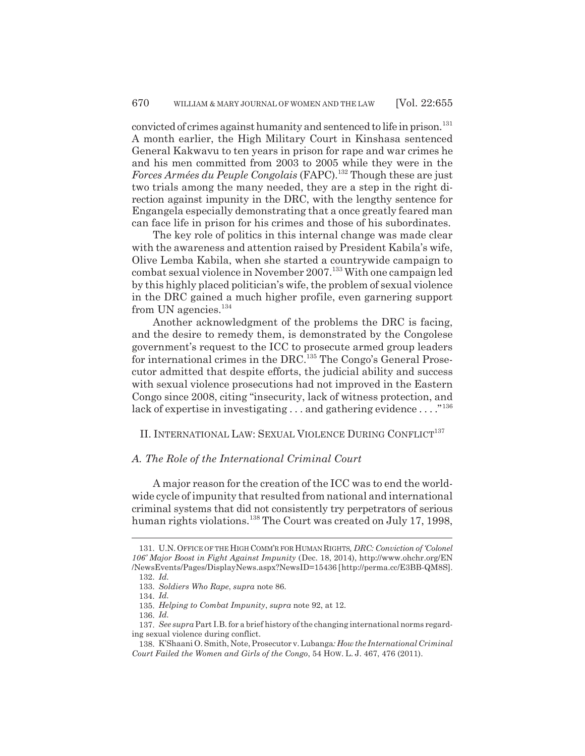convicted of crimes against humanity and sentenced to life in prison.[131] A month earlier, the High Military Court in Kinshasa sentenced General Kakwavu to ten years in prison for rape and war crimes he and his men committed from 2003 to 2005 while they were in the *Forces Armées du Peuple Congolais* (FAPC).[132] Though these are just two trials among the many needed, they are a step in the right direction against impunity in the DRC, with the lengthy sentence for Engangela especially demonstrating that a once greatly feared man can face life in prison for his crimes and those of his subordinates.

The key role of politics in this internal change was made clear with the awareness and attention raised by President Kabila's wife, Olive Lemba Kabila, when she started a countrywide campaign to combat sexual violence in November 2007.[133] With one campaign led by this highly placed politician's wife, the problem of sexual violence in the DRC gained a much higher profile, even garnering support from UN agencies.[134]

Another acknowledgment of the problems the DRC is facing, and the desire to remedy them, is demonstrated by the Congolese government's request to the ICC to prosecute armed group leaders for international crimes in the DRC.[135] The Congo's General Prosecutor admitted that despite efforts, the judicial ability and success with sexual violence prosecutions had not improved in the Eastern Congo since 2008, citing "insecurity, lack of witness protection, and lack of expertise in investigating . . . and gathering evidence . . . ."[136]

## II. International Law: Sexual Violence During Conflict[137]

### *A. The Role of the International Criminal Court*

A major reason for the creation of the ICC was to end the worldwide cycle of impunity that resulted from national and international criminal systems that did not consistently try perpetrators of serious human rights violations.[138] The Court was created on July 17, 1998,

---

131. U.N. Office of the High Comm'r for Human Rights, *DRC: Conviction of 'Colonel 106' Major Boost in Fight Against Impunity* (Dec. 18, 2014), http://www.ohchr.org/EN/NewsEvents/Pages/DisplayNews.aspx?NewsID=15436 [http://perma.cc/E3BB-QM8S].

132. *Id.*

133. *Soldiers Who Rape*, *supra* note 86.

134. *Id.*

135. *Helping to Combat Impunity*, *supra* note 92, at 12.

136. *Id.*

137. *See supra* Part I.B. for a brief history of the changing international norms regarding sexual violence during conflict.

138. K'Shaani O. Smith, Note, Prosecutor v. Lubanga*: How the International Criminal Court Failed the Women and Girls of the Congo*, 54 How. L. J. 467, 476 (2011).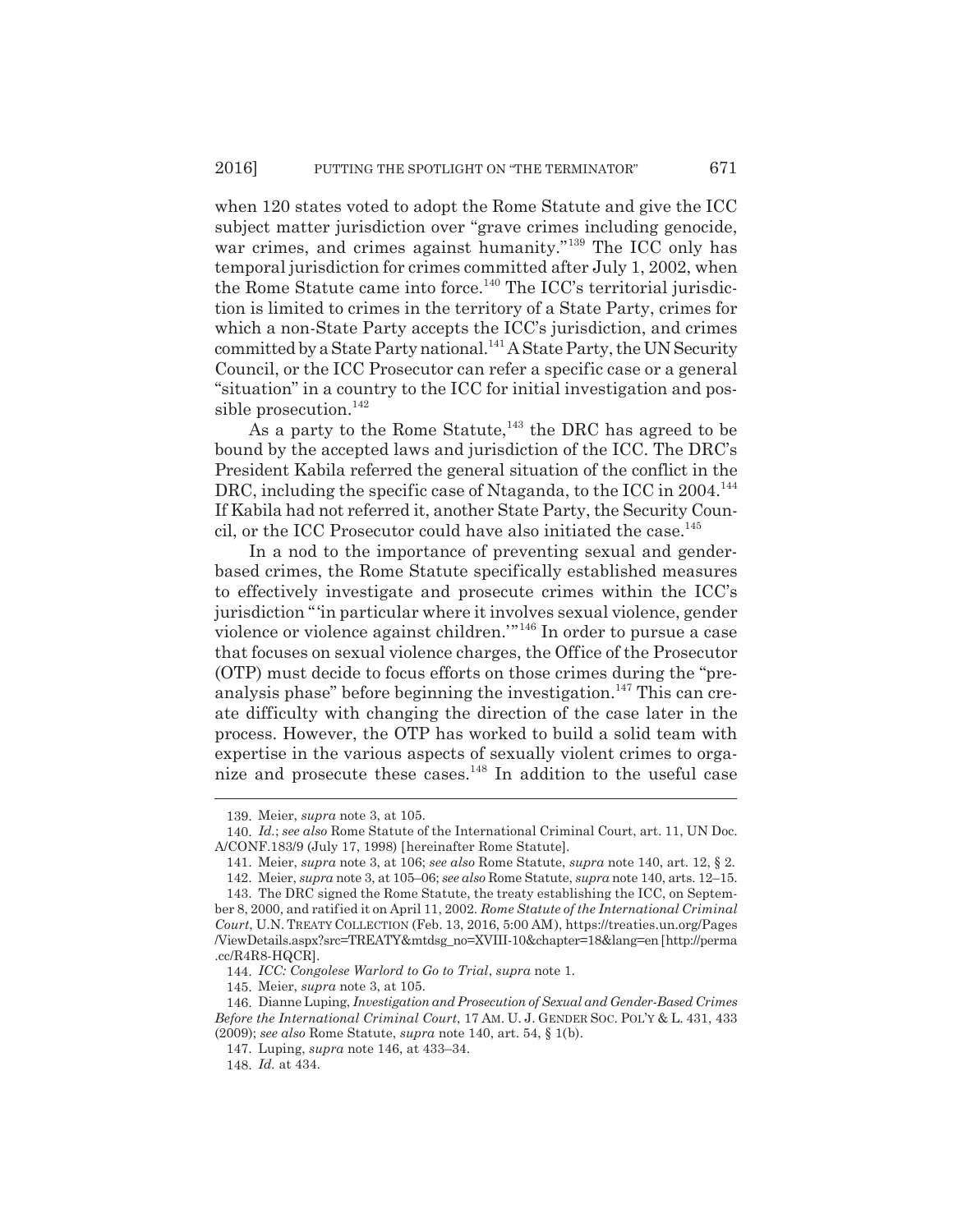when 120 states voted to adopt the Rome Statute and give the ICC subject matter jurisdiction over "grave crimes including genocide, war crimes, and crimes against humanity."[139] The ICC only has temporal jurisdiction for crimes committed after July 1, 2002, when the Rome Statute came into force.[140] The ICC's territorial jurisdiction is limited to crimes in the territory of a State Party, crimes for which a non-State Party accepts the ICC's jurisdiction, and crimes committed by a State Party national.[141] A State Party, the UN Security Council, or the ICC Prosecutor can refer a specific case or a general "situation" in a country to the ICC for initial investigation and possible prosecution.[142]

As a party to the Rome Statute,[143] the DRC has agreed to be bound by the accepted laws and jurisdiction of the ICC. The DRC's President Kabila referred the general situation of the conflict in the DRC, including the specific case of Ntaganda, to the ICC in 2004.[144] If Kabila had not referred it, another State Party, the Security Council, or the ICC Prosecutor could have also initiated the case.[145]

In a nod to the importance of preventing sexual and gender-based crimes, the Rome Statute specifically established measures to effectively investigate and prosecute crimes within the ICC's jurisdiction "'in particular where it involves sexual violence, gender violence or violence against children.'"[146] In order to pursue a case that focuses on sexual violence charges, the Office of the Prosecutor (OTP) must decide to focus efforts on those crimes during the "pre-analysis phase" before beginning the investigation.[147] This can create difficulty with changing the direction of the case later in the process. However, the OTP has worked to build a solid team with expertise in the various aspects of sexually violent crimes to organize and prosecute these cases.[148] In addition to the useful case

---

139. Meier, *supra* note 3, at 105.

140. *Id.*; *see also* Rome Statute of the International Criminal Court, art. 11, UN Doc. A/CONF.183/9 (July 17, 1998) [hereinafter Rome Statute].

141. Meier, *supra* note 3, at 106; *see also* Rome Statute, *supra* note 140, art. 12, § 2.

142. Meier, *supra* note 3, at 105–06; *see also* Rome Statute, *supra* note 140, arts. 12–15.

143. The DRC signed the Rome Statute, the treaty establishing the ICC, on September 8, 2000, and ratified it on April 11, 2002. *Rome Statute of the International Criminal Court*, U.N. TREATY COLLECTION (Feb. 13, 2016, 5:00 AM), https://treaties.un.org/Pages/ViewDetails.aspx?src=TREATY&mtdsg_no=XVIII-10&chapter=18&lang=en [http://perma.cc/R4R8-HQCR].

144. *ICC: Congolese Warlord to Go to Trial*, *supra* note 1.

145. Meier, *supra* note 3, at 105.

146. Dianne Luping, *Investigation and Prosecution of Sexual and Gender-Based Crimes Before the International Criminal Court*, 17 AM. U. J. GENDER SOC. POL'Y & L. 431, 433 (2009); *see also* Rome Statute, *supra* note 140, art. 54, § 1(b).

147. Luping, *supra* note 146, at 433–34.

148. *Id.* at 434.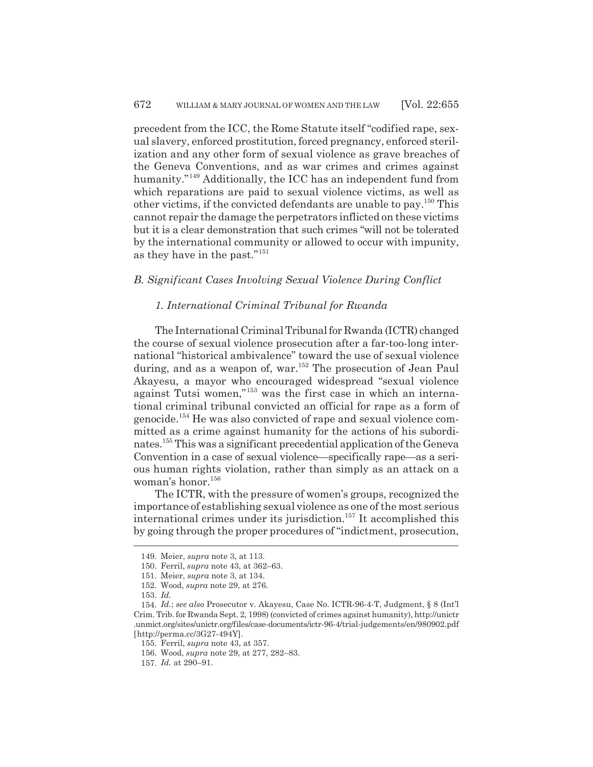precedent from the ICC, the Rome Statute itself "codified rape, sexual slavery, enforced prostitution, forced pregnancy, enforced sterilization and any other form of sexual violence as grave breaches of the Geneva Conventions, and as war crimes and crimes against humanity."[149] Additionally, the ICC has an independent fund from which reparations are paid to sexual violence victims, as well as other victims, if the convicted defendants are unable to pay.[150] This cannot repair the damage the perpetrators inflicted on these victims but it is a clear demonstration that such crimes "will not be tolerated by the international community or allowed to occur with impunity, as they have in the past."[151]

### *B. Significant Cases Involving Sexual Violence During Conflict*

#### *1. International Criminal Tribunal for Rwanda*

The International Criminal Tribunal for Rwanda (ICTR) changed the course of sexual violence prosecution after a far-too-long international "historical ambivalence" toward the use of sexual violence during, and as a weapon of, war.[152] The prosecution of Jean Paul Akayesu, a mayor who encouraged widespread "sexual violence against Tutsi women,"[153] was the first case in which an international criminal tribunal convicted an official for rape as a form of genocide.[154] He was also convicted of rape and sexual violence committed as a crime against humanity for the actions of his subordinates.[155] This was a significant precedential application of the Geneva Convention in a case of sexual violence—specifically rape—as a serious human rights violation, rather than simply as an attack on a woman's honor.[156]

The ICTR, with the pressure of women's groups, recognized the importance of establishing sexual violence as one of the most serious international crimes under its jurisdiction.[157] It accomplished this by going through the proper procedures of "indictment, prosecution,

---

149. Meier, *supra* note 3, at 113.

150. Ferril, *supra* note 43, at 362–63.

151. Meier, *supra* note 3, at 134.

152. Wood, *supra* note 29, at 276.

153. *Id.*

154. *Id.*; *see also* Prosecutor v. Akayesu, Case No. ICTR-96-4-T, Judgment, § 8 (Int'l Crim. Trib. for Rwanda Sept. 2, 1998) (convicted of crimes against humanity), http://unictr.unmict.org/sites/unictr.org/files/case-documents/ictr-96-4/trial-judgements/en/980902.pdf [http://perma.cc/3G27-494Y].

155. Ferril, *supra* note 43, at 357.

156. Wood, *supra* note 29, at 277, 282–83.

157. *Id.* at 290–91.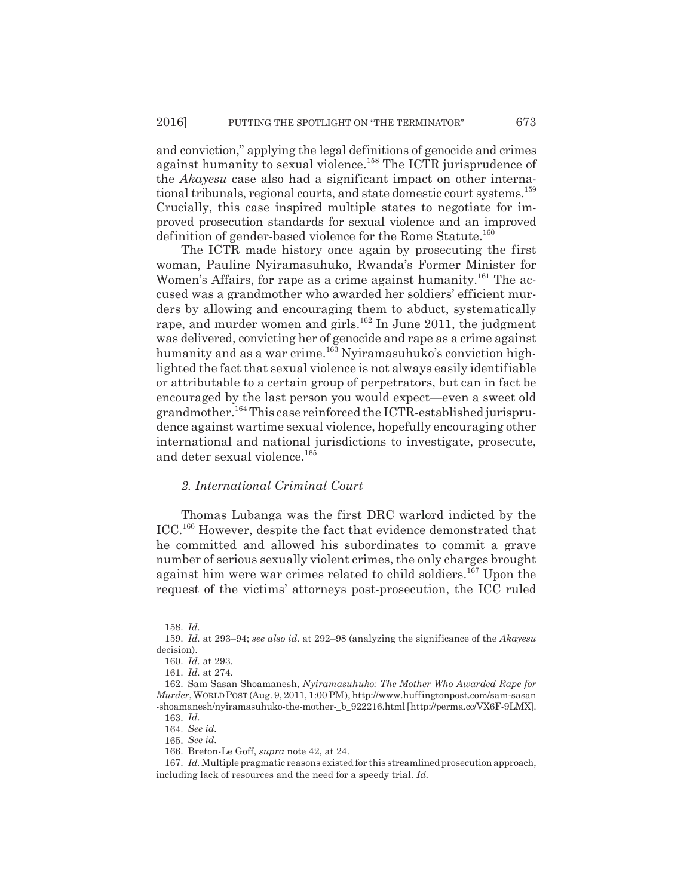and conviction," applying the legal definitions of genocide and crimes against humanity to sexual violence.[158] The ICTR jurisprudence of the *Akayesu* case also had a significant impact on other international tribunals, regional courts, and state domestic court systems.[159] Crucially, this case inspired multiple states to negotiate for improved prosecution standards for sexual violence and an improved definition of gender-based violence for the Rome Statute.[160]

The ICTR made history once again by prosecuting the first woman, Pauline Nyiramasuhuko, Rwanda's Former Minister for Women's Affairs, for rape as a crime against humanity.[161] The accused was a grandmother who awarded her soldiers' efficient murders by allowing and encouraging them to abduct, systematically rape, and murder women and girls.[162] In June 2011, the judgment was delivered, convicting her of genocide and rape as a crime against humanity and as a war crime.[163] Nyiramasuhuko's conviction highlighted the fact that sexual violence is not always easily identifiable or attributable to a certain group of perpetrators, but can in fact be encouraged by the last person you would expect—even a sweet old grandmother.[164] This case reinforced the ICTR-established jurisprudence against wartime sexual violence, hopefully encouraging other international and national jurisdictions to investigate, prosecute, and deter sexual violence.[165]

### *2. International Criminal Court*

Thomas Lubanga was the first DRC warlord indicted by the ICC.[166] However, despite the fact that evidence demonstrated that he committed and allowed his subordinates to commit a grave number of serious sexually violent crimes, the only charges brought against him were war crimes related to child soldiers.[167] Upon the request of the victims' attorneys post-prosecution, the ICC ruled

---

158. *Id.*

159. *Id.* at 293–94; *see also id.* at 292–98 (analyzing the significance of the *Akayesu* decision).

160. *Id.* at 293.

161. *Id.* at 274.

162. Sam Sasan Shoamanesh, *Nyiramasuhuko: The Mother Who Awarded Rape for Murder*, WORLD POST (Aug. 9, 2011, 1:00 PM), http://www.huffingtonpost.com/sam-sasan-shoamanesh/nyiramasuhuko-the-mother-_b_922216.html [http://perma.cc/VX6F-9LMX].

163. *Id.*

164. *See id.*

165. *See id.*

166. Breton-Le Goff, *supra* note 42, at 24.

167. *Id.* Multiple pragmatic reasons existed for this streamlined prosecution approach, including lack of resources and the need for a speedy trial. *Id.*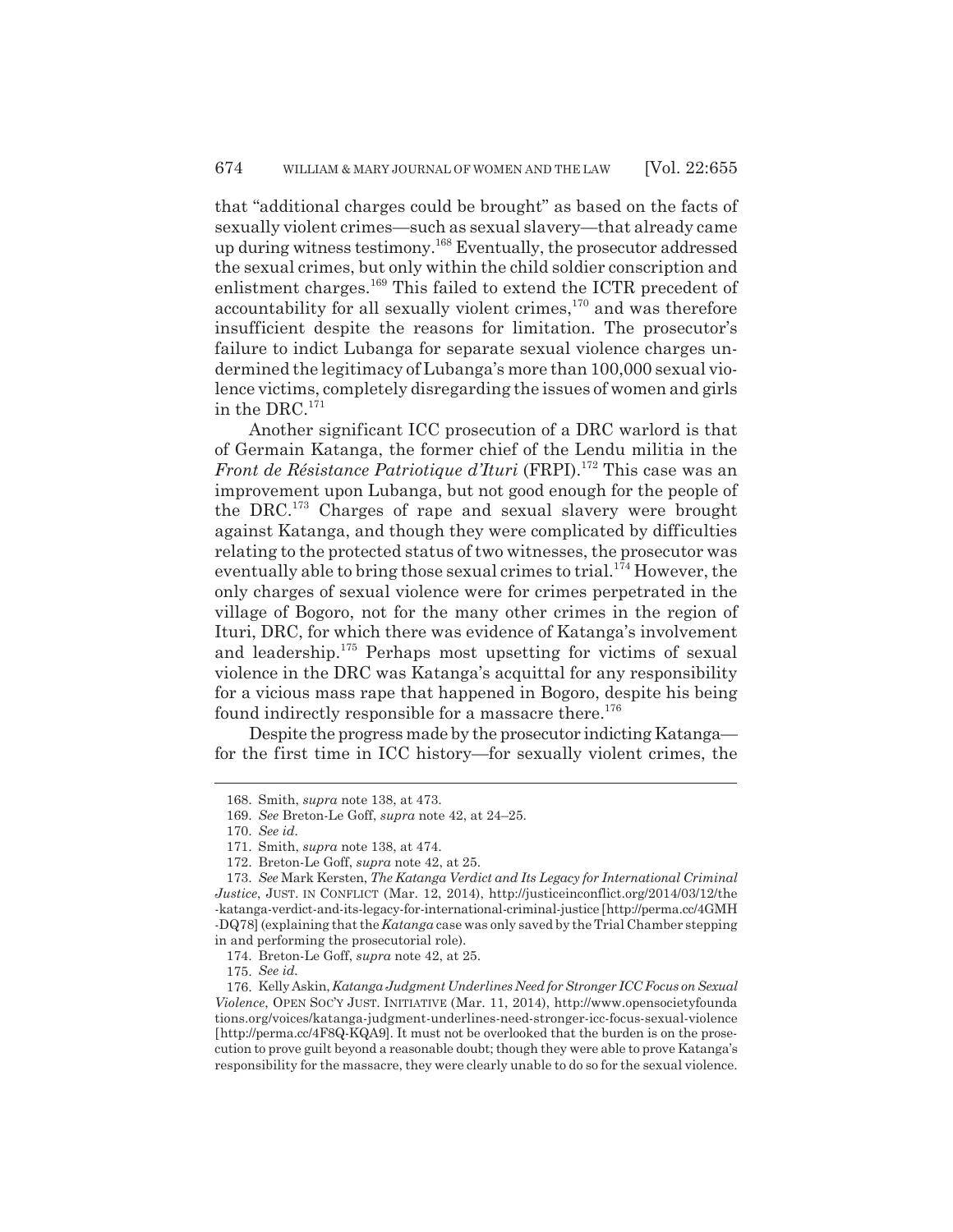that "additional charges could be brought" as based on the facts of sexually violent crimes—such as sexual slavery—that already came up during witness testimony.[168] Eventually, the prosecutor addressed the sexual crimes, but only within the child soldier conscription and enlistment charges.[169] This failed to extend the ICTR precedent of accountability for all sexually violent crimes,[170] and was therefore insufficient despite the reasons for limitation. The prosecutor's failure to indict Lubanga for separate sexual violence charges undermined the legitimacy of Lubanga's more than 100,000 sexual violence victims, completely disregarding the issues of women and girls in the DRC.[171]

Another significant ICC prosecution of a DRC warlord is that of Germain Katanga, the former chief of the Lendu militia in the *Front de Résistance Patriotique d'Ituri* (FRPI).[172] This case was an improvement upon Lubanga, but not good enough for the people of the DRC.[173] Charges of rape and sexual slavery were brought against Katanga, and though they were complicated by difficulties relating to the protected status of two witnesses, the prosecutor was eventually able to bring those sexual crimes to trial.[174] However, the only charges of sexual violence were for crimes perpetrated in the village of Bogoro, not for the many other crimes in the region of Ituri, DRC, for which there was evidence of Katanga's involvement and leadership.[175] Perhaps most upsetting for victims of sexual violence in the DRC was Katanga's acquittal for any responsibility for a vicious mass rape that happened in Bogoro, despite his being found indirectly responsible for a massacre there.[176]

Despite the progress made by the prosecutor indicting Katanga—for the first time in ICC history—for sexually violent crimes, the

---

168. Smith, *supra* note 138, at 473.

169. *See* Breton-Le Goff, *supra* note 42, at 24–25.

170. *See id.*

171. Smith, *supra* note 138, at 474.

172. Breton-Le Goff, *supra* note 42, at 25.

173. *See* Mark Kersten, *The Katanga Verdict and Its Legacy for International Criminal Justice*, JUST. IN CONFLICT (Mar. 12, 2014), http://justiceinconflict.org/2014/03/12/the-katanga-verdict-and-its-legacy-for-international-criminal-justice [http://perma.cc/4GMH-DQ78] (explaining that the *Katanga* case was only saved by the Trial Chamber stepping in and performing the prosecutorial role).

174. Breton-Le Goff, *supra* note 42, at 25.

175. *See id.*

176. Kelly Askin, *Katanga Judgment Underlines Need for Stronger ICC Focus on Sexual Violence*, OPEN SOC'Y JUST. INITIATIVE (Mar. 11, 2014), http://www.opensocietyfoundations.org/voices/katanga-judgment-underlines-need-stronger-icc-focus-sexual-violence [http://perma.cc/4F8Q-KQA9]. It must not be overlooked that the burden is on the prosecution to prove guilt beyond a reasonable doubt; though they were able to prove Katanga's responsibility for the massacre, they were clearly unable to do so for the sexual violence.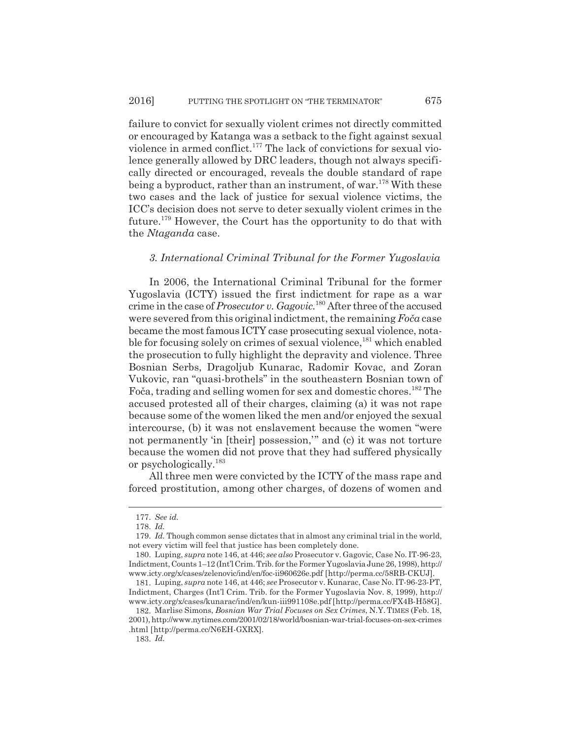failure to convict for sexually violent crimes not directly committed or encouraged by Katanga was a setback to the fight against sexual violence in armed conflict.[177] The lack of convictions for sexual violence generally allowed by DRC leaders, though not always specifically directed or encouraged, reveals the double standard of rape being a byproduct, rather than an instrument, of war.[178] With these two cases and the lack of justice for sexually violence victims, the ICC's decision does not serve to deter sexually violent crimes in the future.[179] However, the Court has the opportunity to do that with the *Ntaganda* case.

### *3. International Criminal Tribunal for the Former Yugoslavia*

In 2006, the International Criminal Tribunal for the former Yugoslavia (ICTY) issued the first indictment for rape as a war crime in the case of *Prosecutor v. Gagovic.*[180] After three of the accused were severed from this original indictment, the remaining *Foča* case became the most famous ICTY case prosecuting sexual violence, notable for focusing solely on crimes of sexual violence,[181] which enabled the prosecution to fully highlight the depravity and violence. Three Bosnian Serbs, Dragoljub Kunarac, Radomir Kovac, and Zoran Vukovic, ran "quasi-brothels" in the southeastern Bosnian town of Foča, trading and selling women for sex and domestic chores.[182] The accused protested all of their charges, claiming (a) it was not rape because some of the women liked the men and/or enjoyed the sexual intercourse, (b) it was not enslavement because the women "were not permanently 'in [their] possession,'" and (c) it was not torture because the women did not prove that they had suffered physically or psychologically.[183]

All three men were convicted by the ICTY of the mass rape and forced prostitution, among other charges, of dozens of women and

---

177. *See id.*

178. *Id.*

179. *Id.* Though common sense dictates that in almost any criminal trial in the world, not every victim will feel that justice has been completely done.

180. Luping, *supra* note 146, at 446; *see also* Prosecutor v. Gagovic, Case No. IT-96-23, Indictment, Counts 1–12 (Int'l Crim. Trib. for the Former Yugoslavia June 26, 1998), http://www.icty.org/x/cases/zelenovic/ind/en/foc-ii960626e.pdf [http://perma.cc/58RB-CKUJ].

181. Luping, *supra* note 146, at 446; *see* Prosecutor v. Kunarac, Case No. IT-96-23-PT, Indictment, Charges (Int'l Crim. Trib. for the Former Yugoslavia Nov. 8, 1999), http://www.icty.org/x/cases/kunarac/ind/en/kun-iii991108e.pdf [http://perma.cc/FX4B-H58G].

182. Marlise Simons, *Bosnian War Trial Focuses on Sex Crimes*, N.Y. TIMES (Feb. 18, 2001), http://www.nytimes.com/2001/02/18/world/bosnian-war-trial-focuses-on-sex-crimes.html [http://perma.cc/N6EH-GXRX].

183. *Id.*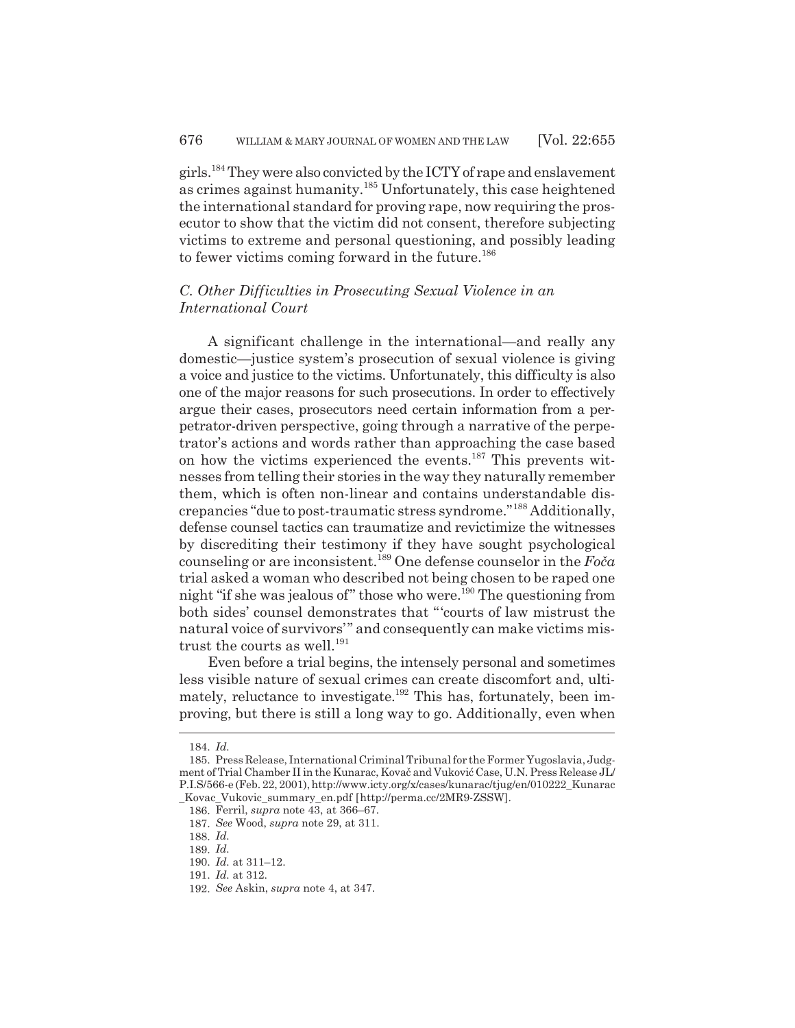girls.[184] They were also convicted by the ICTY of rape and enslavement as crimes against humanity.[185] Unfortunately, this case heightened the international standard for proving rape, now requiring the prosecutor to show that the victim did not consent, therefore subjecting victims to extreme and personal questioning, and possibly leading to fewer victims coming forward in the future.[186]

### *C. Other Difficulties in Prosecuting Sexual Violence in an International Court*

A significant challenge in the international—and really any domestic—justice system's prosecution of sexual violence is giving a voice and justice to the victims. Unfortunately, this difficulty is also one of the major reasons for such prosecutions. In order to effectively argue their cases, prosecutors need certain information from a perpetrator-driven perspective, going through a narrative of the perpetrator's actions and words rather than approaching the case based on how the victims experienced the events.[187] This prevents witnesses from telling their stories in the way they naturally remember them, which is often non-linear and contains understandable discrepancies "due to post-traumatic stress syndrome."[188] Additionally, defense counsel tactics can traumatize and revictimize the witnesses by discrediting their testimony if they have sought psychological counseling or are inconsistent.[189] One defense counselor in the *Foča* trial asked a woman who described not being chosen to be raped one night "if she was jealous of" those who were.[190] The questioning from both sides' counsel demonstrates that "'courts of law mistrust the natural voice of survivors'" and consequently can make victims mistrust the courts as well.[191]

Even before a trial begins, the intensely personal and sometimes less visible nature of sexual crimes can create discomfort and, ultimately, reluctance to investigate.[192] This has, fortunately, been improving, but there is still a long way to go. Additionally, even when

---

184. *Id.*

185. Press Release, International Criminal Tribunal for the Former Yugoslavia, Judgment of Trial Chamber II in the Kunarac, Kovač and Vuković Case, U.N. Press Release JL/P.I.S/566-e (Feb. 22, 2001), http://www.icty.org/x/cases/kunarac/tjug/en/010222_Kunarac_Kovac_Vukovic_summary_en.pdf [http://perma.cc/2MR9-ZSSW].

186. Ferril, *supra* note 43, at 366–67.

187. *See* Wood, *supra* note 29, at 311.

188. *Id.*

189. *Id.*

190. *Id.* at 311–12.

191. *Id.* at 312.

192. *See* Askin, *supra* note 4, at 347.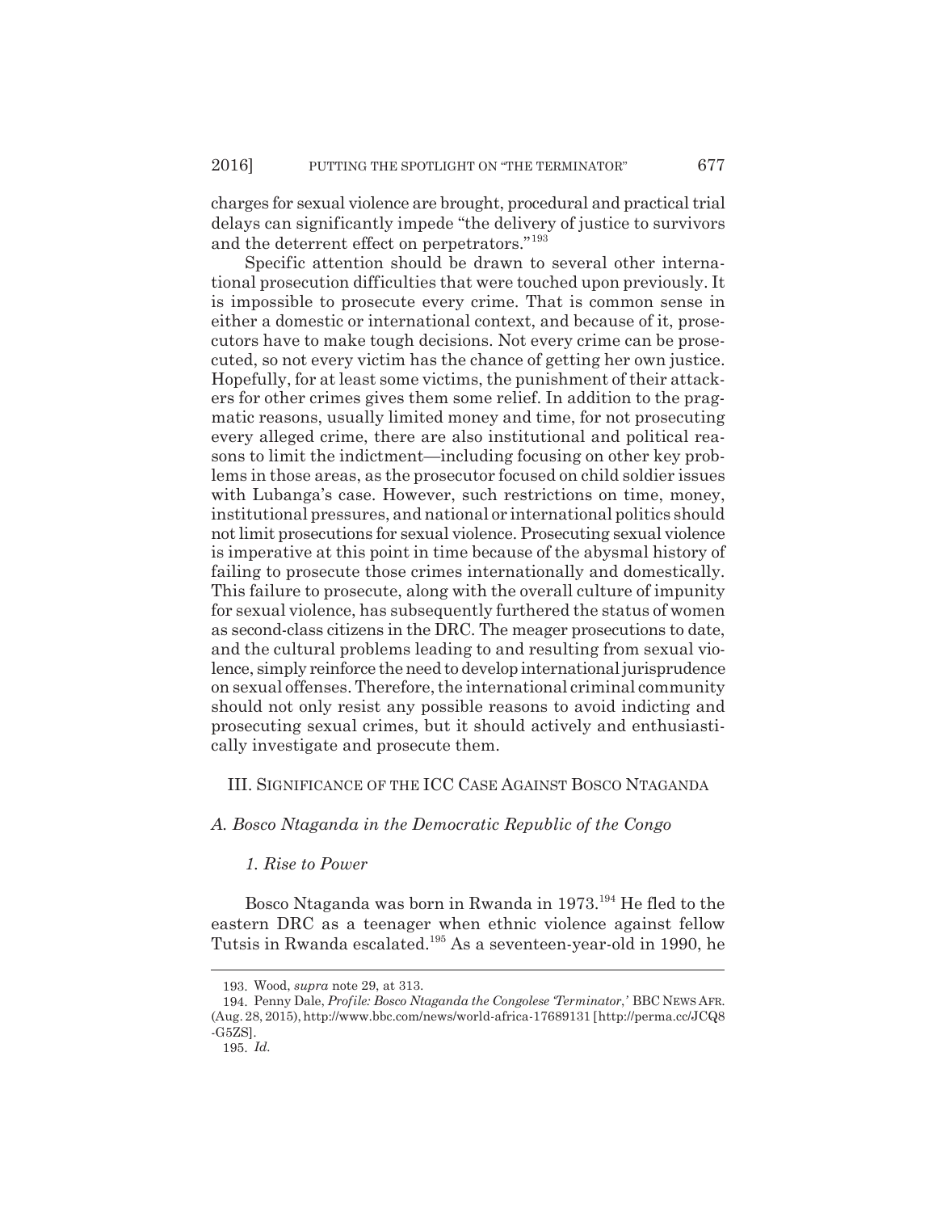charges for sexual violence are brought, procedural and practical trial delays can significantly impede "the delivery of justice to survivors and the deterrent effect on perpetrators."[193]

Specific attention should be drawn to several other international prosecution difficulties that were touched upon previously. It is impossible to prosecute every crime. That is common sense in either a domestic or international context, and because of it, prosecutors have to make tough decisions. Not every crime can be prosecuted, so not every victim has the chance of getting her own justice. Hopefully, for at least some victims, the punishment of their attackers for other crimes gives them some relief. In addition to the pragmatic reasons, usually limited money and time, for not prosecuting every alleged crime, there are also institutional and political reasons to limit the indictment—including focusing on other key problems in those areas, as the prosecutor focused on child soldier issues with Lubanga's case. However, such restrictions on time, money, institutional pressures, and national or international politics should not limit prosecutions for sexual violence. Prosecuting sexual violence is imperative at this point in time because of the abysmal history of failing to prosecute those crimes internationally and domestically. This failure to prosecute, along with the overall culture of impunity for sexual violence, has subsequently furthered the status of women as second-class citizens in the DRC. The meager prosecutions to date, and the cultural problems leading to and resulting from sexual violence, simply reinforce the need to develop international jurisprudence on sexual offenses. Therefore, the international criminal community should not only resist any possible reasons to avoid indicting and prosecuting sexual crimes, but it should actively and enthusiastically investigate and prosecute them.

## III. Significance of the ICC Case Against Bosco Ntaganda

### *A. Bosco Ntaganda in the Democratic Republic of the Congo*

#### *1. Rise to Power*

Bosco Ntaganda was born in Rwanda in 1973.[194] He fled to the eastern DRC as a teenager when ethnic violence against fellow Tutsis in Rwanda escalated.[195] As a seventeen-year-old in 1990, he

---

193. Wood, *supra* note 29, at 313.

194. Penny Dale, *Profile: Bosco Ntaganda the Congolese 'Terminator,'* BBC News Afr. (Aug. 28, 2015), http://www.bbc.com/news/world-africa-17689131 [http://perma.cc/JCQ8-G5ZS].

195. *Id.*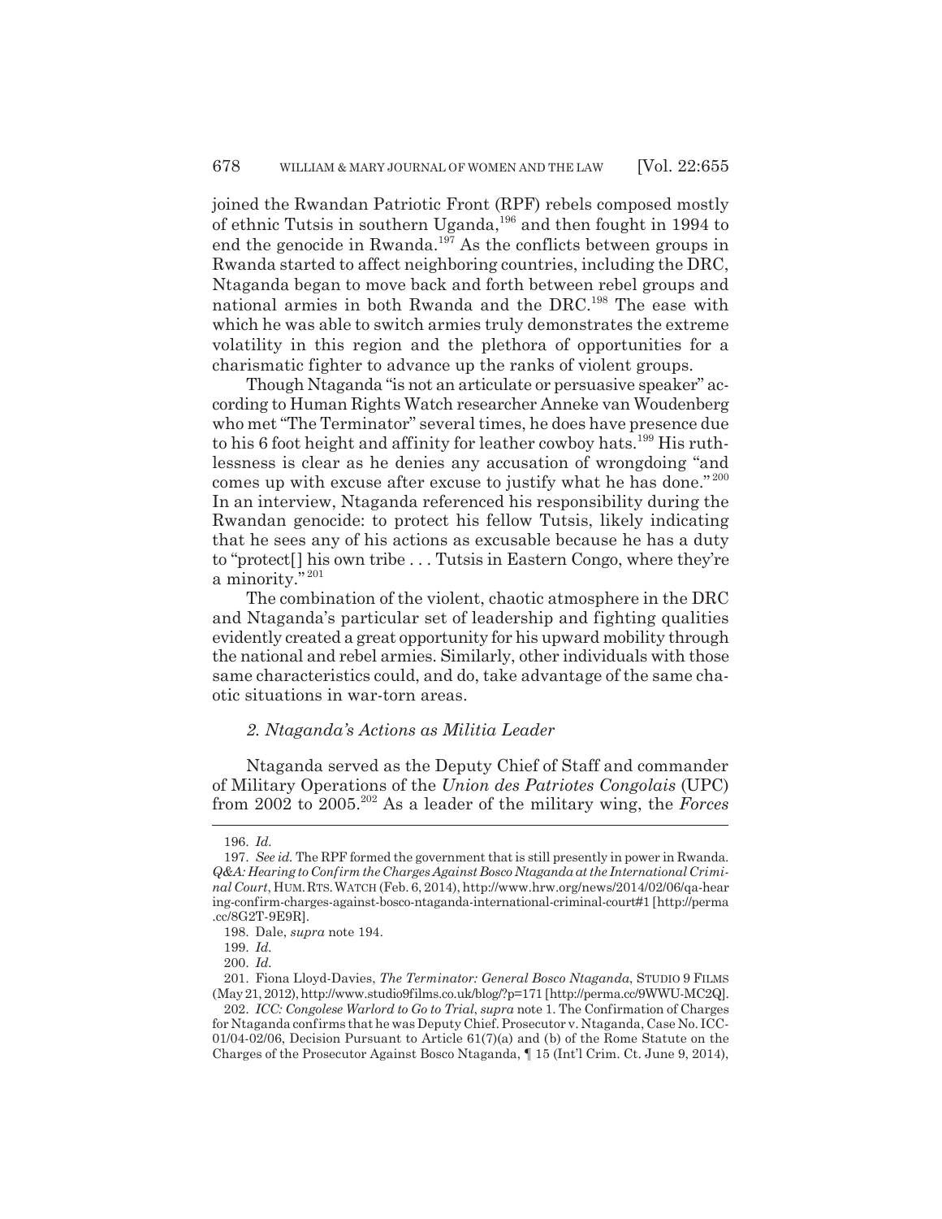joined the Rwandan Patriotic Front (RPF) rebels composed mostly of ethnic Tutsis in southern Uganda,[196] and then fought in 1994 to end the genocide in Rwanda.[197] As the conflicts between groups in Rwanda started to affect neighboring countries, including the DRC, Ntaganda began to move back and forth between rebel groups and national armies in both Rwanda and the DRC.[198] The ease with which he was able to switch armies truly demonstrates the extreme volatility in this region and the plethora of opportunities for a charismatic fighter to advance up the ranks of violent groups.

Though Ntaganda "is not an articulate or persuasive speaker" according to Human Rights Watch researcher Anneke van Woudenberg who met "The Terminator" several times, he does have presence due to his 6 foot height and affinity for leather cowboy hats.[199] His ruthlessness is clear as he denies any accusation of wrongdoing "and comes up with excuse after excuse to justify what he has done."[200] In an interview, Ntaganda referenced his responsibility during the Rwandan genocide: to protect his fellow Tutsis, likely indicating that he sees any of his actions as excusable because he has a duty to "protect[] his own tribe . . . Tutsis in Eastern Congo, where they're a minority."[201]

The combination of the violent, chaotic atmosphere in the DRC and Ntaganda's particular set of leadership and fighting qualities evidently created a great opportunity for his upward mobility through the national and rebel armies. Similarly, other individuals with those same characteristics could, and do, take advantage of the same chaotic situations in war-torn areas.

### *2. Ntaganda's Actions as Militia Leader*

Ntaganda served as the Deputy Chief of Staff and commander of Military Operations of the *Union des Patriotes Congolais* (UPC) from 2002 to 2005.[202] As a leader of the military wing, the *Forces*

---

196. *Id.*

197. *See id.* The RPF formed the government that is still presently in power in Rwanda. *Q&A: Hearing to Confirm the Charges Against Bosco Ntaganda at the International Criminal Court*, HUM. RTS. WATCH (Feb. 6, 2014), http://www.hrw.org/news/2014/02/06/qa-hearing-confirm-charges-against-bosco-ntaganda-international-criminal-court#1 [http://perma.cc/8G2T-9E9R].

198. Dale, *supra* note 194.

199. *Id.*

200. *Id.*

201. Fiona Lloyd-Davies, *The Terminator: General Bosco Ntaganda*, STUDIO 9 FILMS (May 21, 2012), http://www.studio9films.co.uk/blog/?p=171 [http://perma.cc/9WWU-MC2Q].

202. *ICC: Congolese Warlord to Go to Trial*, *supra* note 1. The Confirmation of Charges for Ntaganda confirms that he was Deputy Chief. Prosecutor v. Ntaganda, Case No. ICC-01/04-02/06, Decision Pursuant to Article 61(7)(a) and (b) of the Rome Statute on the Charges of the Prosecutor Against Bosco Ntaganda, ¶ 15 (Int'l Crim. Ct. June 9, 2014),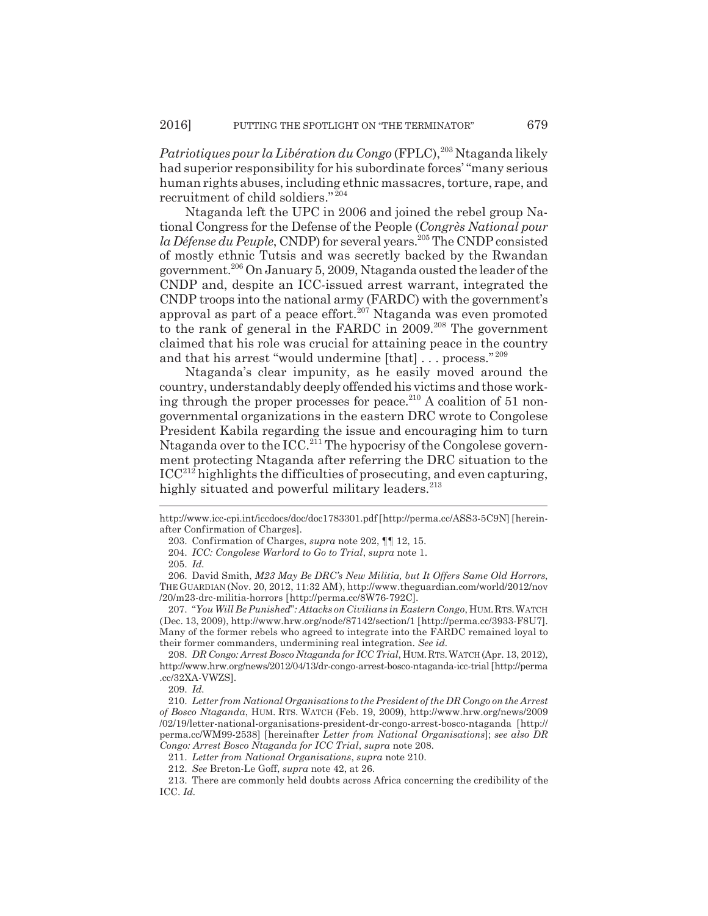*Patriotiques pour la Libération du Congo* (FPLC),[203] Ntaganda likely had superior responsibility for his subordinate forces' "many serious human rights abuses, including ethnic massacres, torture, rape, and recruitment of child soldiers."[204]

Ntaganda left the UPC in 2006 and joined the rebel group National Congress for the Defense of the People (*Congrès National pour la Défense du Peuple*, CNDP) for several years.[205] The CNDP consisted of mostly ethnic Tutsis and was secretly backed by the Rwandan government.[206] On January 5, 2009, Ntaganda ousted the leader of the CNDP and, despite an ICC-issued arrest warrant, integrated the CNDP troops into the national army (FARDC) with the government's approval as part of a peace effort.[207] Ntaganda was even promoted to the rank of general in the FARDC in 2009.[208] The government claimed that his role was crucial for attaining peace in the country and that his arrest "would undermine [that] . . . process."[209]

Ntaganda's clear impunity, as he easily moved around the country, understandably deeply offended his victims and those working through the proper processes for peace.[210] A coalition of 51 non-governmental organizations in the eastern DRC wrote to Congolese President Kabila regarding the issue and encouraging him to turn Ntaganda over to the ICC.[211] The hypocrisy of the Congolese government protecting Ntaganda after referring the DRC situation to the ICC[212] highlights the difficulties of prosecuting, and even capturing, highly situated and powerful military leaders.[213]

---

http://www.icc-cpi.int/iccdocs/doc/doc1783301.pdf [http://perma.cc/ASS3-5C9N] [hereinafter Confirmation of Charges].

203. Confirmation of Charges, *supra* note 202, ¶¶ 12, 15.

204. *ICC: Congolese Warlord to Go to Trial*, *supra* note 1.

205. *Id.*

206. David Smith, *M23 May Be DRC's New Militia, but It Offers Same Old Horrors*, THE GUARDIAN (Nov. 20, 2012, 11:32 AM), http://www.theguardian.com/world/2012/nov/20/m23-drc-militia-horrors [http://perma.cc/8W76-792C].

207. "*You Will Be Punished*"*: Attacks on Civilians in Eastern Congo*, HUM. RTS. WATCH (Dec. 13, 2009), http://www.hrw.org/node/87142/section/1 [http://perma.cc/3933-F8U7]. Many of the former rebels who agreed to integrate into the FARDC remained loyal to their former commanders, undermining real integration. *See id.*

208. *DR Congo: Arrest Bosco Ntaganda for ICC Trial*, HUM. RTS. WATCH (Apr. 13, 2012), http://www.hrw.org/news/2012/04/13/dr-congo-arrest-bosco-ntaganda-icc-trial [http://perma.cc/32XA-VWZS].

209. *Id.*

210. *Letter from National Organisations to the President of the DR Congo on the Arrest of Bosco Ntaganda*, HUM. RTS. WATCH (Feb. 19, 2009), http://www.hrw.org/news/2009/02/19/letter-national-organisations-president-dr-congo-arrest-bosco-ntaganda [http://perma.cc/WM99-2538] [hereinafter *Letter from National Organisations*]; *see also DR Congo: Arrest Bosco Ntaganda for ICC Trial*, *supra* note 208.

211. *Letter from National Organisations*, *supra* note 210.

212. *See* Breton-Le Goff, *supra* note 42, at 26.

213. There are commonly held doubts across Africa concerning the credibility of the ICC. *Id.*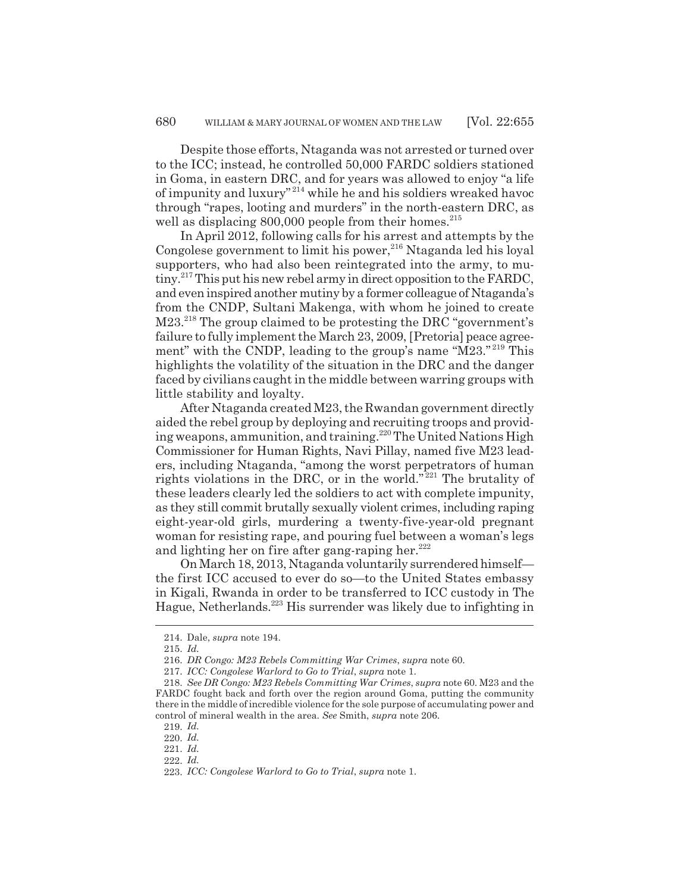Despite those efforts, Ntaganda was not arrested or turned over to the ICC; instead, he controlled 50,000 FARDC soldiers stationed in Goma, in eastern DRC, and for years was allowed to enjoy "a life of impunity and luxury"[214] while he and his soldiers wreaked havoc through "rapes, looting and murders" in the north-eastern DRC, as well as displacing 800,000 people from their homes.[215]

In April 2012, following calls for his arrest and attempts by the Congolese government to limit his power,[216] Ntaganda led his loyal supporters, who had also been reintegrated into the army, to mutiny.[217] This put his new rebel army in direct opposition to the FARDC, and even inspired another mutiny by a former colleague of Ntaganda's from the CNDP, Sultani Makenga, with whom he joined to create M23.[218] The group claimed to be protesting the DRC "government's failure to fully implement the March 23, 2009, [Pretoria] peace agreement" with the CNDP, leading to the group's name "M23."[219] This highlights the volatility of the situation in the DRC and the danger faced by civilians caught in the middle between warring groups with little stability and loyalty.

After Ntaganda created M23, the Rwandan government directly aided the rebel group by deploying and recruiting troops and providing weapons, ammunition, and training.[220] The United Nations High Commissioner for Human Rights, Navi Pillay, named five M23 leaders, including Ntaganda, "among the worst perpetrators of human rights violations in the DRC, or in the world."[221] The brutality of these leaders clearly led the soldiers to act with complete impunity, as they still commit brutally sexually violent crimes, including raping eight-year-old girls, murdering a twenty-five-year-old pregnant woman for resisting rape, and pouring fuel between a woman's legs and lighting her on fire after gang-raping her.[222]

On March 18, 2013, Ntaganda voluntarily surrendered himself—the first ICC accused to ever do so—to the United States embassy in Kigali, Rwanda in order to be transferred to ICC custody in The Hague, Netherlands.[223] His surrender was likely due to infighting in

---

214. Dale, *supra* note 194.

215. *Id.*

216. *DR Congo: M23 Rebels Committing War Crimes*, *supra* note 60.

217. *ICC: Congolese Warlord to Go to Trial*, *supra* note 1.

218. *See DR Congo: M23 Rebels Committing War Crimes*, *supra* note 60. M23 and the FARDC fought back and forth over the region around Goma, putting the community there in the middle of incredible violence for the sole purpose of accumulating power and control of mineral wealth in the area. *See* Smith, *supra* note 206.

219. *Id.*

220. *Id.*

221. *Id.*

222. *Id.*

223. *ICC: Congolese Warlord to Go to Trial*, *supra* note 1.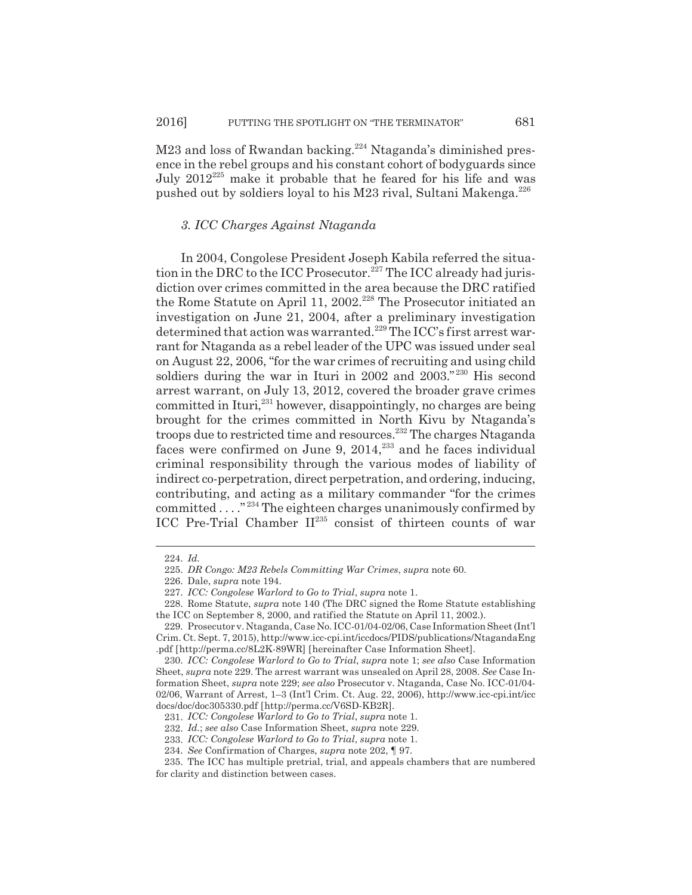M23 and loss of Rwandan backing.[224] Ntaganda's diminished presence in the rebel groups and his constant cohort of bodyguards since July 2012[225] make it probable that he feared for his life and was pushed out by soldiers loyal to his M23 rival, Sultani Makenga.[226]

### *3. ICC Charges Against Ntaganda*

In 2004, Congolese President Joseph Kabila referred the situation in the DRC to the ICC Prosecutor.[227] The ICC already had jurisdiction over crimes committed in the area because the DRC ratified the Rome Statute on April 11, 2002.[228] The Prosecutor initiated an investigation on June 21, 2004, after a preliminary investigation determined that action was warranted.[229] The ICC's first arrest warrant for Ntaganda as a rebel leader of the UPC was issued under seal on August 22, 2006, "for the war crimes of recruiting and using child soldiers during the war in Ituri in 2002 and 2003."[230] His second arrest warrant, on July 13, 2012, covered the broader grave crimes committed in Ituri,[231] however, disappointingly, no charges are being brought for the crimes committed in North Kivu by Ntaganda's troops due to restricted time and resources.[232] The charges Ntaganda faces were confirmed on June 9, 2014,[233] and he faces individual criminal responsibility through the various modes of liability of indirect co-perpetration, direct perpetration, and ordering, inducing, contributing, and acting as a military commander "for the crimes committed . . . ."[234] The eighteen charges unanimously confirmed by ICC Pre-Trial Chamber II[235] consist of thirteen counts of war

---

224. *Id.*

225. *DR Congo: M23 Rebels Committing War Crimes*, *supra* note 60.

226. Dale, *supra* note 194.

227. *ICC: Congolese Warlord to Go to Trial*, *supra* note 1.

228. Rome Statute, *supra* note 140 (The DRC signed the Rome Statute establishing the ICC on September 8, 2000, and ratified the Statute on April 11, 2002.).

229. Prosecutor v. Ntaganda, Case No. ICC-01/04-02/06, Case Information Sheet (Int'l Crim. Ct. Sept. 7, 2015), http://www.icc-cpi.int/iccdocs/PIDS/publications/NtagandaEng.pdf [http://perma.cc/8L2K-89WR] [hereinafter Case Information Sheet].

230. *ICC: Congolese Warlord to Go to Trial*, *supra* note 1; *see also* Case Information Sheet, *supra* note 229. The arrest warrant was unsealed on April 28, 2008. *See* Case Information Sheet, *supra* note 229; *see also* Prosecutor v. Ntaganda, Case No. ICC-01/04-02/06, Warrant of Arrest, 1–3 (Int'l Crim. Ct. Aug. 22, 2006), http://www.icc-cpi.int/iccdocs/doc/doc305330.pdf [http://perma.cc/V6SD-KB2R].

231. *ICC: Congolese Warlord to Go to Trial*, *supra* note 1.

232. *Id.*; *see also* Case Information Sheet, *supra* note 229.

233. *ICC: Congolese Warlord to Go to Trial*, *supra* note 1.

234. *See* Confirmation of Charges, *supra* note 202, ¶ 97.

235. The ICC has multiple pretrial, trial, and appeals chambers that are numbered for clarity and distinction between cases.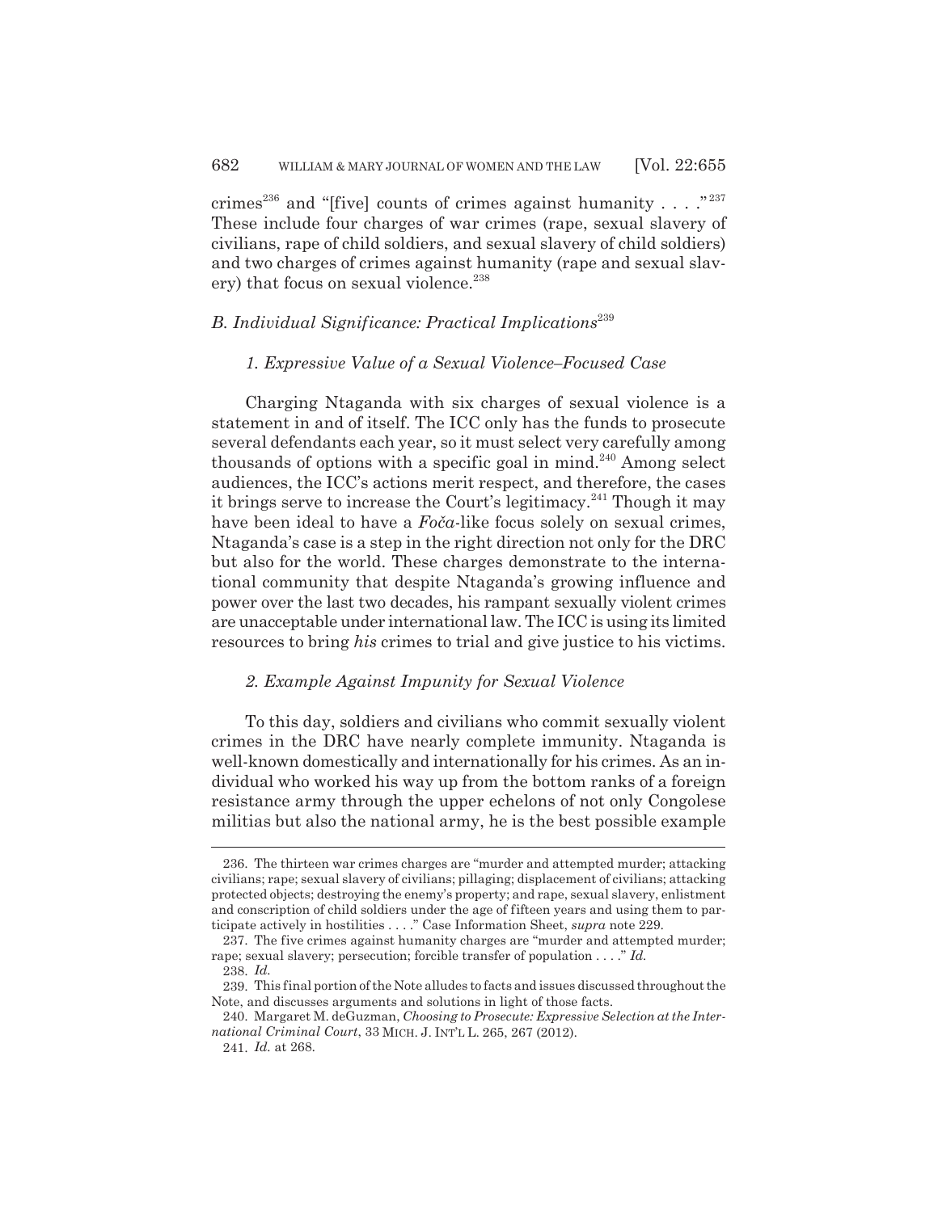crimes[236] and "[five] counts of crimes against humanity . . . ."[237] These include four charges of war crimes (rape, sexual slavery of civilians, rape of child soldiers, and sexual slavery of child soldiers) and two charges of crimes against humanity (rape and sexual slavery) that focus on sexual violence.[238]

### *B. Individual Significance: Practical Implications*[239]

#### *1. Expressive Value of a Sexual Violence–Focused Case*

Charging Ntaganda with six charges of sexual violence is a statement in and of itself. The ICC only has the funds to prosecute several defendants each year, so it must select very carefully among thousands of options with a specific goal in mind.[240] Among select audiences, the ICC's actions merit respect, and therefore, the cases it brings serve to increase the Court's legitimacy.[241] Though it may have been ideal to have a *Foča*-like focus solely on sexual crimes, Ntaganda's case is a step in the right direction not only for the DRC but also for the world. These charges demonstrate to the international community that despite Ntaganda's growing influence and power over the last two decades, his rampant sexually violent crimes are unacceptable under international law. The ICC is using its limited resources to bring *his* crimes to trial and give justice to his victims.

#### *2. Example Against Impunity for Sexual Violence*

To this day, soldiers and civilians who commit sexually violent crimes in the DRC have nearly complete immunity. Ntaganda is well-known domestically and internationally for his crimes. As an individual who worked his way up from the bottom ranks of a foreign resistance army through the upper echelons of not only Congolese militias but also the national army, he is the best possible example

---

236. The thirteen war crimes charges are "murder and attempted murder; attacking civilians; rape; sexual slavery of civilians; pillaging; displacement of civilians; attacking protected objects; destroying the enemy's property; and rape, sexual slavery, enlistment and conscription of child soldiers under the age of fifteen years and using them to participate actively in hostilities . . . ." Case Information Sheet, *supra* note 229.

237. The five crimes against humanity charges are "murder and attempted murder; rape; sexual slavery; persecution; forcible transfer of population . . . ." *Id.*

238. *Id.*

239. This final portion of the Note alludes to facts and issues discussed throughout the Note, and discusses arguments and solutions in light of those facts.

240. Margaret M. deGuzman, *Choosing to Prosecute: Expressive Selection at the International Criminal Court*, 33 MICH. J. INT'L L. 265, 267 (2012).

241. *Id.* at 268.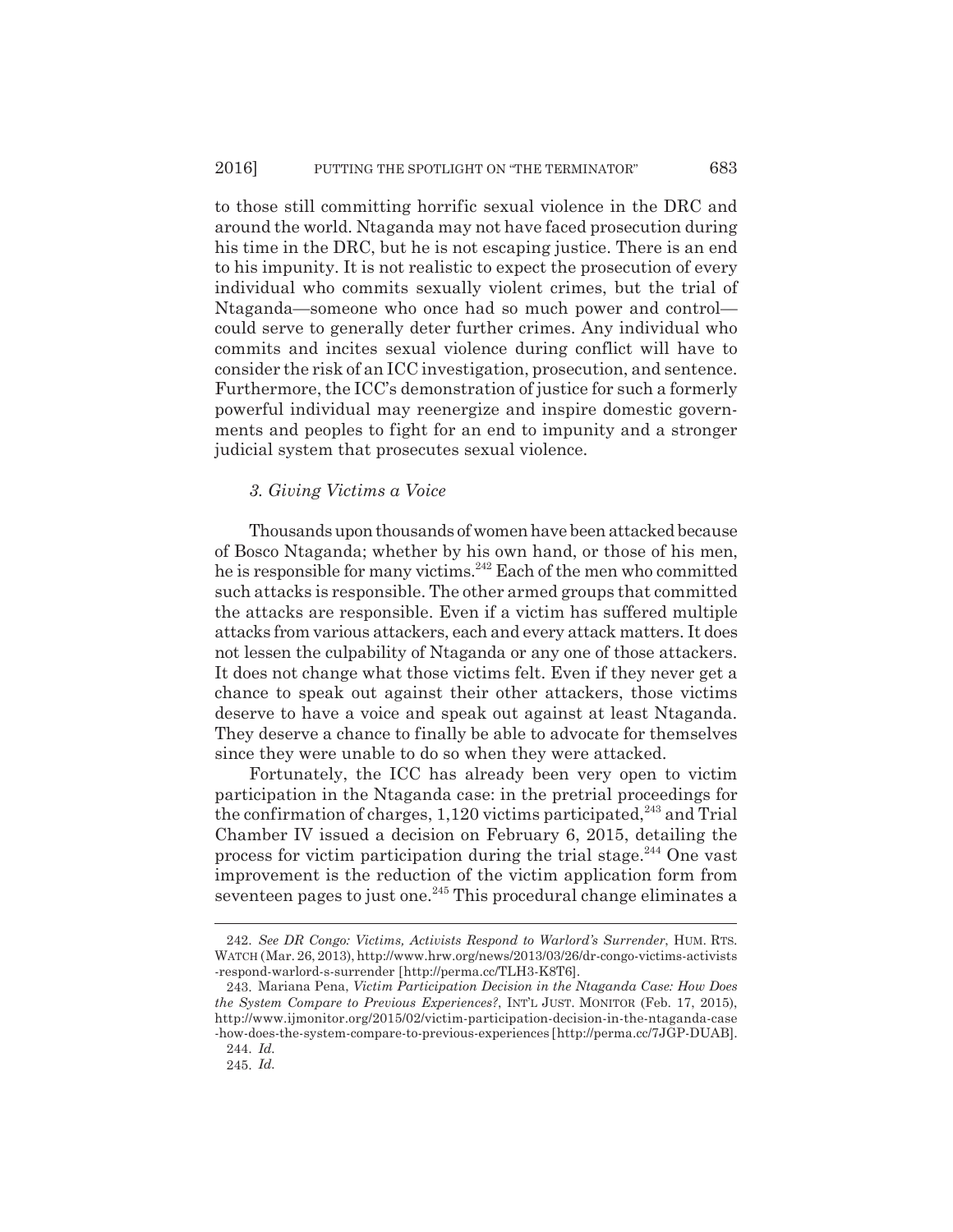to those still committing horrific sexual violence in the DRC and around the world. Ntaganda may not have faced prosecution during his time in the DRC, but he is not escaping justice. There is an end to his impunity. It is not realistic to expect the prosecution of every individual who commits sexually violent crimes, but the trial of Ntaganda—someone who once had so much power and control—could serve to generally deter further crimes. Any individual who commits and incites sexual violence during conflict will have to consider the risk of an ICC investigation, prosecution, and sentence. Furthermore, the ICC's demonstration of justice for such a formerly powerful individual may reenergize and inspire domestic governments and peoples to fight for an end to impunity and a stronger judicial system that prosecutes sexual violence.

### *3. Giving Victims a Voice*

Thousands upon thousands of women have been attacked because of Bosco Ntaganda; whether by his own hand, or those of his men, he is responsible for many victims.[242] Each of the men who committed such attacks is responsible. The other armed groups that committed the attacks are responsible. Even if a victim has suffered multiple attacks from various attackers, each and every attack matters. It does not lessen the culpability of Ntaganda or any one of those attackers. It does not change what those victims felt. Even if they never get a chance to speak out against their other attackers, those victims deserve to have a voice and speak out against at least Ntaganda. They deserve a chance to finally be able to advocate for themselves since they were unable to do so when they were attacked.

Fortunately, the ICC has already been very open to victim participation in the Ntaganda case: in the pretrial proceedings for the confirmation of charges, 1,120 victims participated,[243] and Trial Chamber IV issued a decision on February 6, 2015, detailing the process for victim participation during the trial stage.[244] One vast improvement is the reduction of the victim application form from seventeen pages to just one.[245] This procedural change eliminates a

---

242. *See DR Congo: Victims, Activists Respond to Warlord's Surrender*, HUM. RTS. WATCH (Mar. 26, 2013), http://www.hrw.org/news/2013/03/26/dr-congo-victims-activists-respond-warlord-s-surrender [http://perma.cc/TLH3-K8T6].

243. Mariana Pena, *Victim Participation Decision in the Ntaganda Case: How Does the System Compare to Previous Experiences?*, INT'L JUST. MONITOR (Feb. 17, 2015), http://www.ijmonitor.org/2015/02/victim-participation-decision-in-the-ntaganda-case-how-does-the-system-compare-to-previous-experiences [http://perma.cc/7JGP-DUAB].

244. *Id.*

245. *Id.*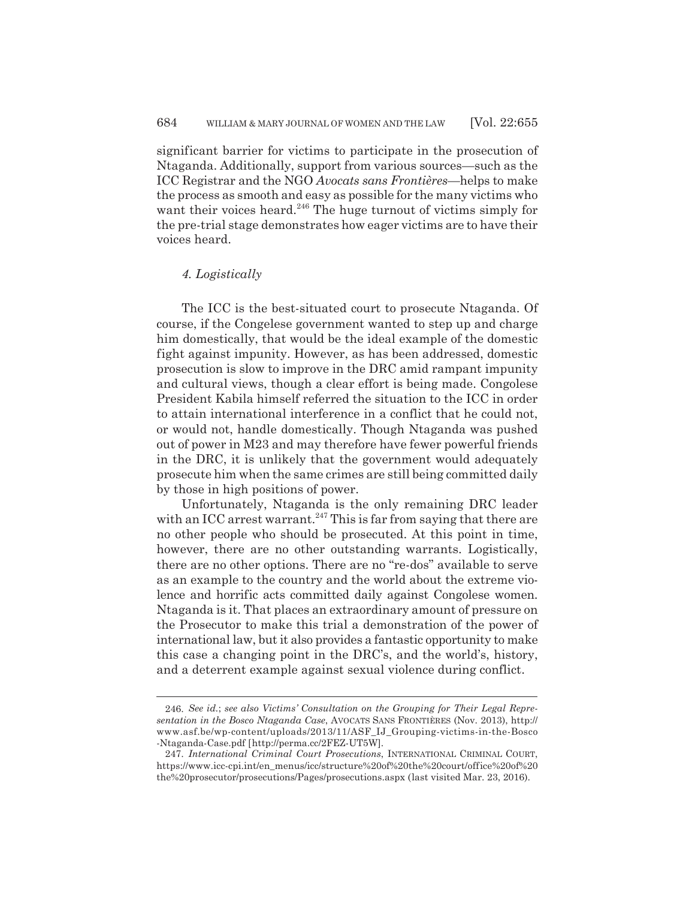significant barrier for victims to participate in the prosecution of Ntaganda. Additionally, support from various sources—such as the ICC Registrar and the NGO *Avocats sans Frontières*—helps to make the process as smooth and easy as possible for the many victims who want their voices heard.[246] The huge turnout of victims simply for the pre-trial stage demonstrates how eager victims are to have their voices heard.

#### *4. Logistically*

The ICC is the best-situated court to prosecute Ntaganda. Of course, if the Congelese government wanted to step up and charge him domestically, that would be the ideal example of the domestic fight against impunity. However, as has been addressed, domestic prosecution is slow to improve in the DRC amid rampant impunity and cultural views, though a clear effort is being made. Congolese President Kabila himself referred the situation to the ICC in order to attain international interference in a conflict that he could not, or would not, handle domestically. Though Ntaganda was pushed out of power in M23 and may therefore have fewer powerful friends in the DRC, it is unlikely that the government would adequately prosecute him when the same crimes are still being committed daily by those in high positions of power.

Unfortunately, Ntaganda is the only remaining DRC leader with an ICC arrest warrant.[247] This is far from saying that there are no other people who should be prosecuted. At this point in time, however, there are no other outstanding warrants. Logistically, there are no other options. There are no "re-dos" available to serve as an example to the country and the world about the extreme violence and horrific acts committed daily against Congolese women. Ntaganda is it. That places an extraordinary amount of pressure on the Prosecutor to make this trial a demonstration of the power of international law, but it also provides a fantastic opportunity to make this case a changing point in the DRC's, and the world's, history, and a deterrent example against sexual violence during conflict.

---

246. *See id.*; *see also Victims' Consultation on the Grouping for Their Legal Representation in the Bosco Ntaganda Case*, AVOCATS SANS FRONTIÈRES (Nov. 2013), http://www.asf.be/wp-content/uploads/2013/11/ASF_IJ_Grouping-victims-in-the-Bosco-Ntaganda-Case.pdf [http://perma.cc/2FEZ-UT5W].

247. *International Criminal Court Prosecutions*, INTERNATIONAL CRIMINAL COURT, https://www.icc-cpi.int/en_menus/icc/structure%20of%20the%20court/office%20of%20the%20prosecutor/prosecutions/Pages/prosecutions.aspx (last visited Mar. 23, 2016).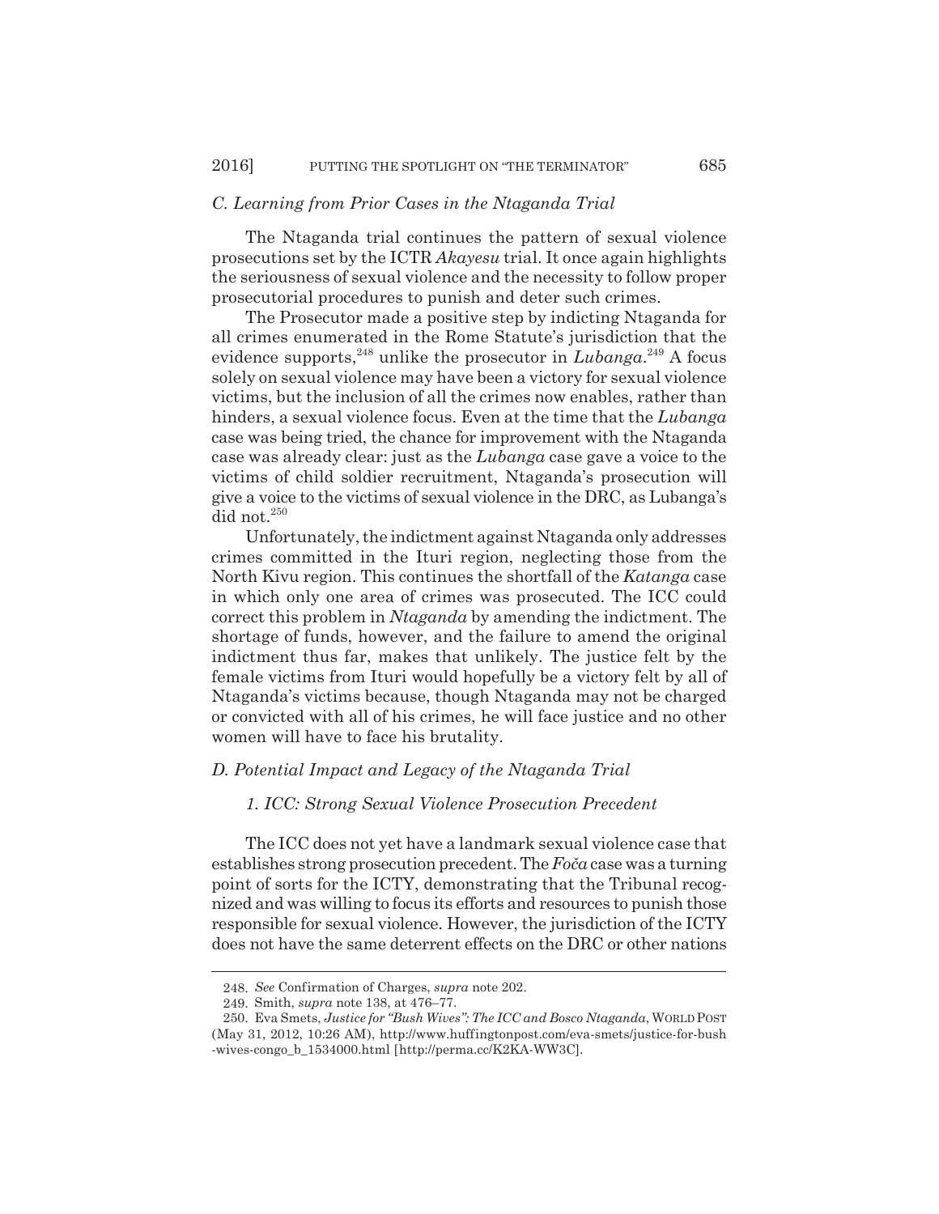### *C. Learning from Prior Cases in the Ntaganda Trial*

The Ntaganda trial continues the pattern of sexual violence prosecutions set by the ICTR *Akayesu* trial. It once again highlights the seriousness of sexual violence and the necessity to follow proper prosecutorial procedures to punish and deter such crimes.

The Prosecutor made a positive step by indicting Ntaganda for all crimes enumerated in the Rome Statute's jurisdiction that the evidence supports,[248] unlike the prosecutor in *Lubanga*.[249] A focus solely on sexual violence may have been a victory for sexual violence victims, but the inclusion of all the crimes now enables, rather than hinders, a sexual violence focus. Even at the time that the *Lubanga* case was being tried, the chance for improvement with the Ntaganda case was already clear: just as the *Lubanga* case gave a voice to the victims of child soldier recruitment, Ntaganda's prosecution will give a voice to the victims of sexual violence in the DRC, as Lubanga's did not.[250]

Unfortunately, the indictment against Ntaganda only addresses crimes committed in the Ituri region, neglecting those from the North Kivu region. This continues the shortfall of the *Katanga* case in which only one area of crimes was prosecuted. The ICC could correct this problem in *Ntaganda* by amending the indictment. The shortage of funds, however, and the failure to amend the original indictment thus far, makes that unlikely. The justice felt by the female victims from Ituri would hopefully be a victory felt by all of Ntaganda's victims because, though Ntaganda may not be charged or convicted with all of his crimes, he will face justice and no other women will have to face his brutality.

### *D. Potential Impact and Legacy of the Ntaganda Trial*

#### *1. ICC: Strong Sexual Violence Prosecution Precedent*

The ICC does not yet have a landmark sexual violence case that establishes strong prosecution precedent. The *Foča* case was a turning point of sorts for the ICTY, demonstrating that the Tribunal recognized and was willing to focus its efforts and resources to punish those responsible for sexual violence. However, the jurisdiction of the ICTY does not have the same deterrent effects on the DRC or other nations

---

248. *See* Confirmation of Charges, *supra* note 202.

249. Smith, *supra* note 138, at 476–77.

250. Eva Smets, *Justice for "Bush Wives": The ICC and Bosco Ntaganda*, WORLD POST (May 31, 2012, 10:26 AM), http://www.huffingtonpost.com/eva-smets/justice-for-bush-wives-congo_b_1534000.html [http://perma.cc/K2KA-WW3C].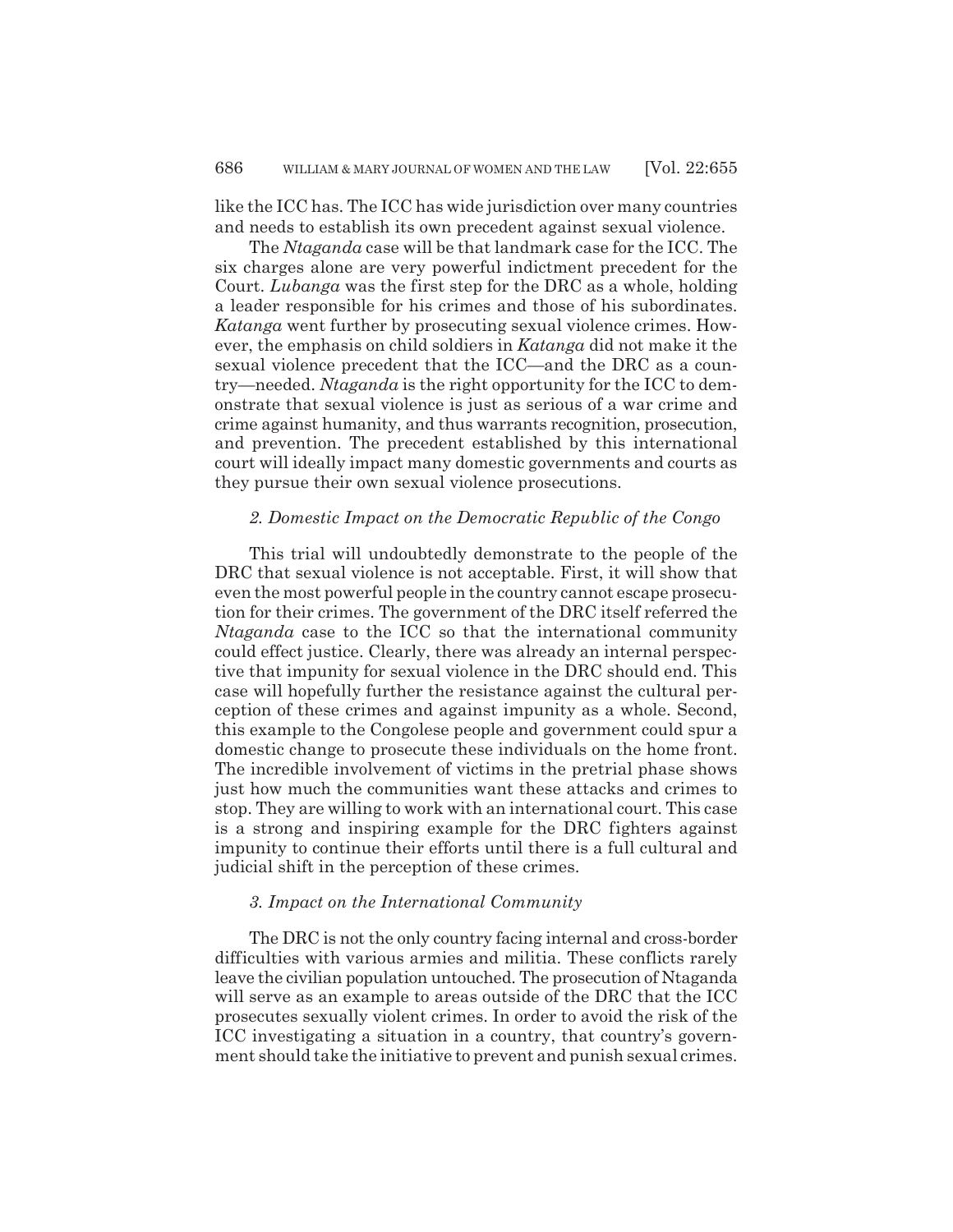like the ICC has. The ICC has wide jurisdiction over many countries and needs to establish its own precedent against sexual violence.

The *Ntaganda* case will be that landmark case for the ICC. The six charges alone are very powerful indictment precedent for the Court. *Lubanga* was the first step for the DRC as a whole, holding a leader responsible for his crimes and those of his subordinates. *Katanga* went further by prosecuting sexual violence crimes. However, the emphasis on child soldiers in *Katanga* did not make it the sexual violence precedent that the ICC—and the DRC as a country—needed. *Ntaganda* is the right opportunity for the ICC to demonstrate that sexual violence is just as serious of a war crime and crime against humanity, and thus warrants recognition, prosecution, and prevention. The precedent established by this international court will ideally impact many domestic governments and courts as they pursue their own sexual violence prosecutions.

### *2. Domestic Impact on the Democratic Republic of the Congo*

This trial will undoubtedly demonstrate to the people of the DRC that sexual violence is not acceptable. First, it will show that even the most powerful people in the country cannot escape prosecution for their crimes. The government of the DRC itself referred the *Ntaganda* case to the ICC so that the international community could effect justice. Clearly, there was already an internal perspective that impunity for sexual violence in the DRC should end. This case will hopefully further the resistance against the cultural perception of these crimes and against impunity as a whole. Second, this example to the Congolese people and government could spur a domestic change to prosecute these individuals on the home front. The incredible involvement of victims in the pretrial phase shows just how much the communities want these attacks and crimes to stop. They are willing to work with an international court. This case is a strong and inspiring example for the DRC fighters against impunity to continue their efforts until there is a full cultural and judicial shift in the perception of these crimes.

### *3. Impact on the International Community*

The DRC is not the only country facing internal and cross-border difficulties with various armies and militia. These conflicts rarely leave the civilian population untouched. The prosecution of Ntaganda will serve as an example to areas outside of the DRC that the ICC prosecutes sexually violent crimes. In order to avoid the risk of the ICC investigating a situation in a country, that country's government should take the initiative to prevent and punish sexual crimes.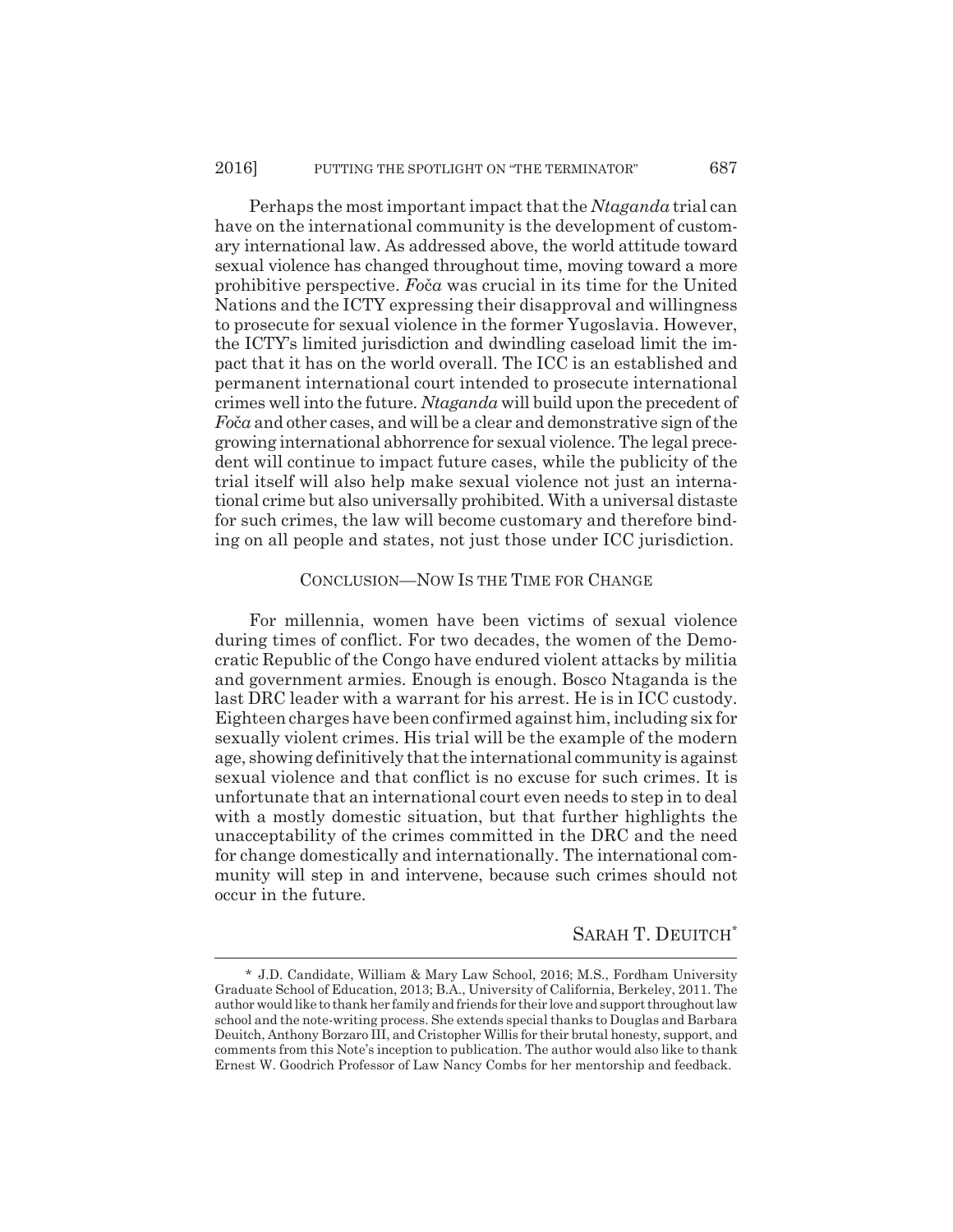Perhaps the most important impact that the *Ntaganda* trial can have on the international community is the development of customary international law. As addressed above, the world attitude toward sexual violence has changed throughout time, moving toward a more prohibitive perspective. *Foča* was crucial in its time for the United Nations and the ICTY expressing their disapproval and willingness to prosecute for sexual violence in the former Yugoslavia. However, the ICTY's limited jurisdiction and dwindling caseload limit the impact that it has on the world overall. The ICC is an established and permanent international court intended to prosecute international crimes well into the future. *Ntaganda* will build upon the precedent of *Foča* and other cases, and will be a clear and demonstrative sign of the growing international abhorrence for sexual violence. The legal precedent will continue to impact future cases, while the publicity of the trial itself will also help make sexual violence not just an international crime but also universally prohibited. With a universal distaste for such crimes, the law will become customary and therefore binding on all people and states, not just those under ICC jurisdiction.

## CONCLUSION—NOW IS THE TIME FOR CHANGE

For millennia, women have been victims of sexual violence during times of conflict. For two decades, the women of the Democratic Republic of the Congo have endured violent attacks by militia and government armies. Enough is enough. Bosco Ntaganda is the last DRC leader with a warrant for his arrest. He is in ICC custody. Eighteen charges have been confirmed against him, including six for sexually violent crimes. His trial will be the example of the modern age, showing definitively that the international community is against sexual violence and that conflict is no excuse for such crimes. It is unfortunate that an international court even needs to step in to deal with a mostly domestic situation, but that further highlights the unacceptability of the crimes committed in the DRC and the need for change domestically and internationally. The international community will step in and intervene, because such crimes should not occur in the future.

SARAH T. DEUITCH*

---

\* J.D. Candidate, William & Mary Law School, 2016; M.S., Fordham University Graduate School of Education, 2013; B.A., University of California, Berkeley, 2011. The author would like to thank her family and friends for their love and support throughout law school and the note-writing process. She extends special thanks to Douglas and Barbara Deuitch, Anthony Borzaro III, and Cristopher Willis for their brutal honesty, support, and comments from this Note's inception to publication. The author would also like to thank Ernest W. Goodrich Professor of Law Nancy Combs for her mentorship and feedback.